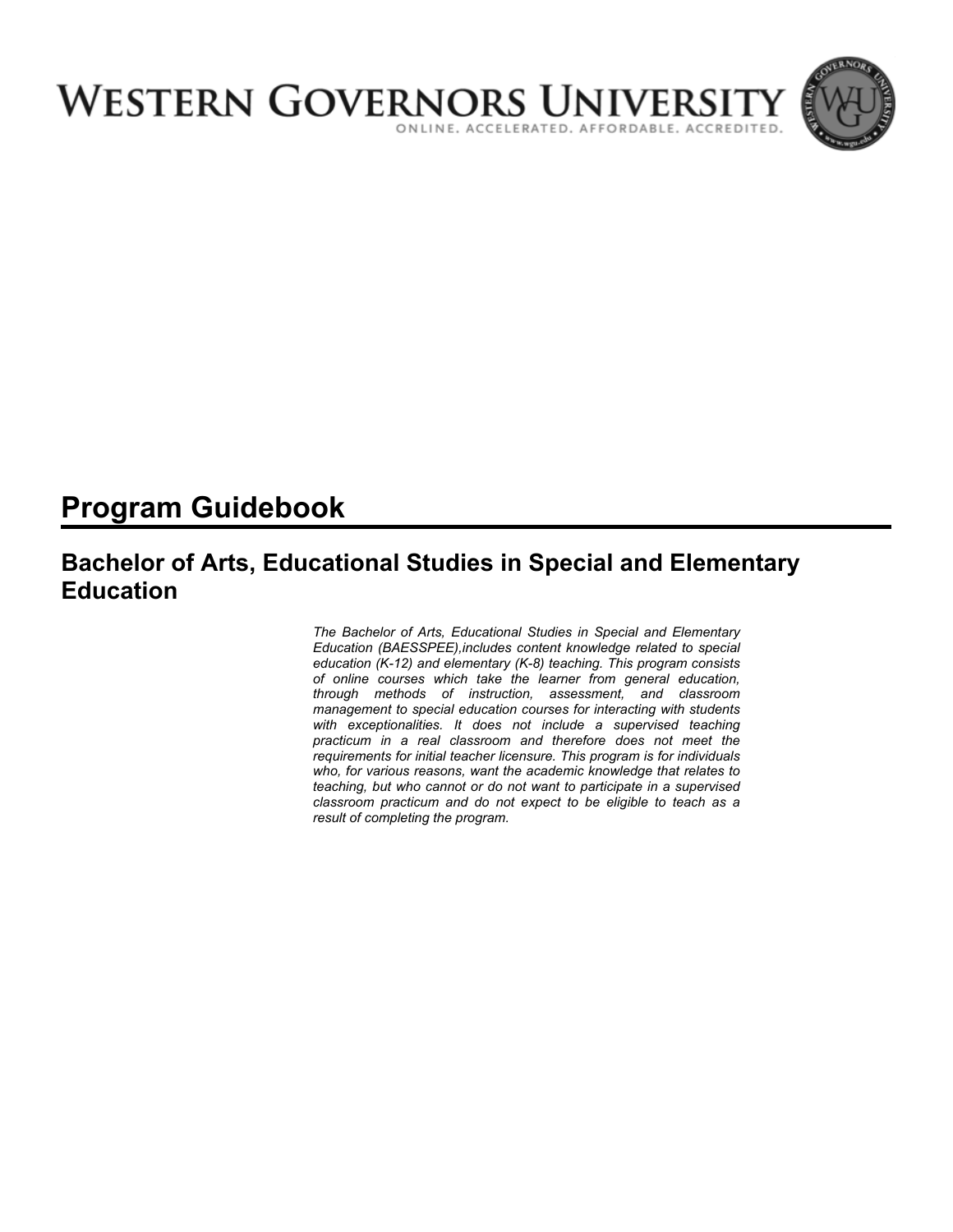# WESTERN GOVERNORS UNIVERSITY

ONLINE. ACCELERATED. AFFORDABLE. ACCREDITED.

# Program Guidebook

## Bachelor of Arts, Educational Studies in Special and Elementary Education

*The Bachelor of Arts, Educational Studies in Special and Elementary Education (BAESSPEE),includes content knowledge related to special education (K-12) and elementary (K-8) teaching. This program consists of online courses which take the learner from general education, through methods of instruction, assessment, and classroom management to special education courses for interacting with students with exceptionalities. It does not include a supervised teaching practicum in a real classroom and therefore does not meet the requirements for initial teacher licensure. This program is for individuals who, for various reasons, want the academic knowledge that relates to teaching, but who cannot or do not want to participate in a supervised classroom practicum and do not expect to be eligible to teach as a result of completing the program.*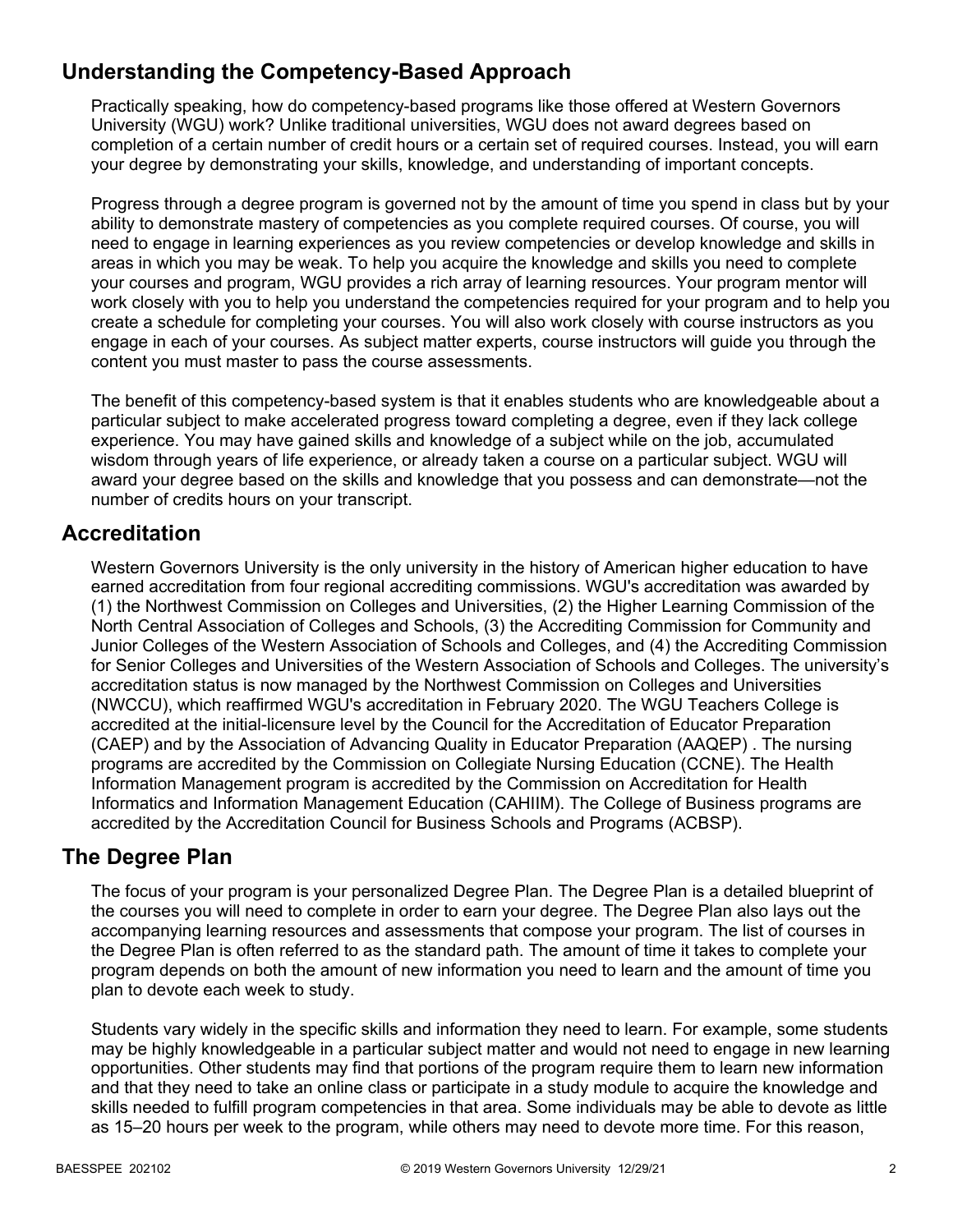## Understanding the Competency-Based Approach

Practically speaking, how do competency-based programs like those offered at Western Governors University (WGU) work? Unlike traditional universities, WGU does not award degrees based on completion of a certain number of credit hours or a certain set of required courses. Instead, you will earn your degree by demonstrating your skills, knowledge, and understanding of important concepts.

Progress through a degree program is governed not by the amount of time you spend in class but by your ability to demonstrate mastery of competencies as you complete required courses. Of course, you will need to engage in learning experiences as you review competencies or develop knowledge and skills in areas in which you may be weak. To help you acquire the knowledge and skills you need to complete your courses and program, WGU provides a rich array of learning resources. Your program mentor will work closely with you to help you understand the competencies required for your program and to help you create a schedule for completing your courses. You will also work closely with course instructors as you engage in each of your courses. As subject matter experts, course instructors will guide you through the content you must master to pass the course assessments.

The benefit of this competency-based system is that it enables students who are knowledgeable about a particular subject to make accelerated progress toward completing a degree, even if they lack college experience. You may have gained skills and knowledge of a subject while on the job, accumulated wisdom through years of life experience, or already taken a course on a particular subject. WGU will award your degree based on the skills and knowledge that you possess and can demonstrate—not the number of credits hours on your transcript.

## Accreditation

Western Governors University is the only university in the history of American higher education to have earned accreditation from four regional accrediting commissions. WGU's accreditation was awarded by (1) the Northwest Commission on Colleges and Universities, (2) the Higher Learning Commission of the North Central Association of Colleges and Schools, (3) the Accrediting Commission for Community and Junior Colleges of the Western Association of Schools and Colleges, and (4) the Accrediting Commission for Senior Colleges and Universities of the Western Association of Schools and Colleges. The university's accreditation status is now managed by the Northwest Commission on Colleges and Universities (NWCCU), which reaffirmed WGU's accreditation in February 2020. The WGU Teachers College is accredited at the initial-licensure level by the Council for the Accreditation of Educator Preparation (CAEP) and by the Association of Advancing Quality in Educator Preparation (AAQEP) . The nursing programs are accredited by the Commission on Collegiate Nursing Education (CCNE). The Health Information Management program is accredited by the Commission on Accreditation for Health Informatics and Information Management Education (CAHIIM). The College of Business programs are accredited by the Accreditation Council for Business Schools and Programs (ACBSP).

## The Degree Plan

The focus of your program is your personalized Degree Plan. The Degree Plan is a detailed blueprint of the courses you will need to complete in order to earn your degree. The Degree Plan also lays out the accompanying learning resources and assessments that compose your program. The list of courses in the Degree Plan is often referred to as the standard path. The amount of time it takes to complete your program depends on both the amount of new information you need to learn and the amount of time you plan to devote each week to study.

Students vary widely in the specific skills and information they need to learn. For example, some students may be highly knowledgeable in a particular subject matter and would not need to engage in new learning opportunities. Other students may find that portions of the program require them to learn new information and that they need to take an online class or participate in a study module to acquire the knowledge and skills needed to fulfill program competencies in that area. Some individuals may be able to devote as little as 15–20 hours per week to the program, while others may need to devote more time. For this reason,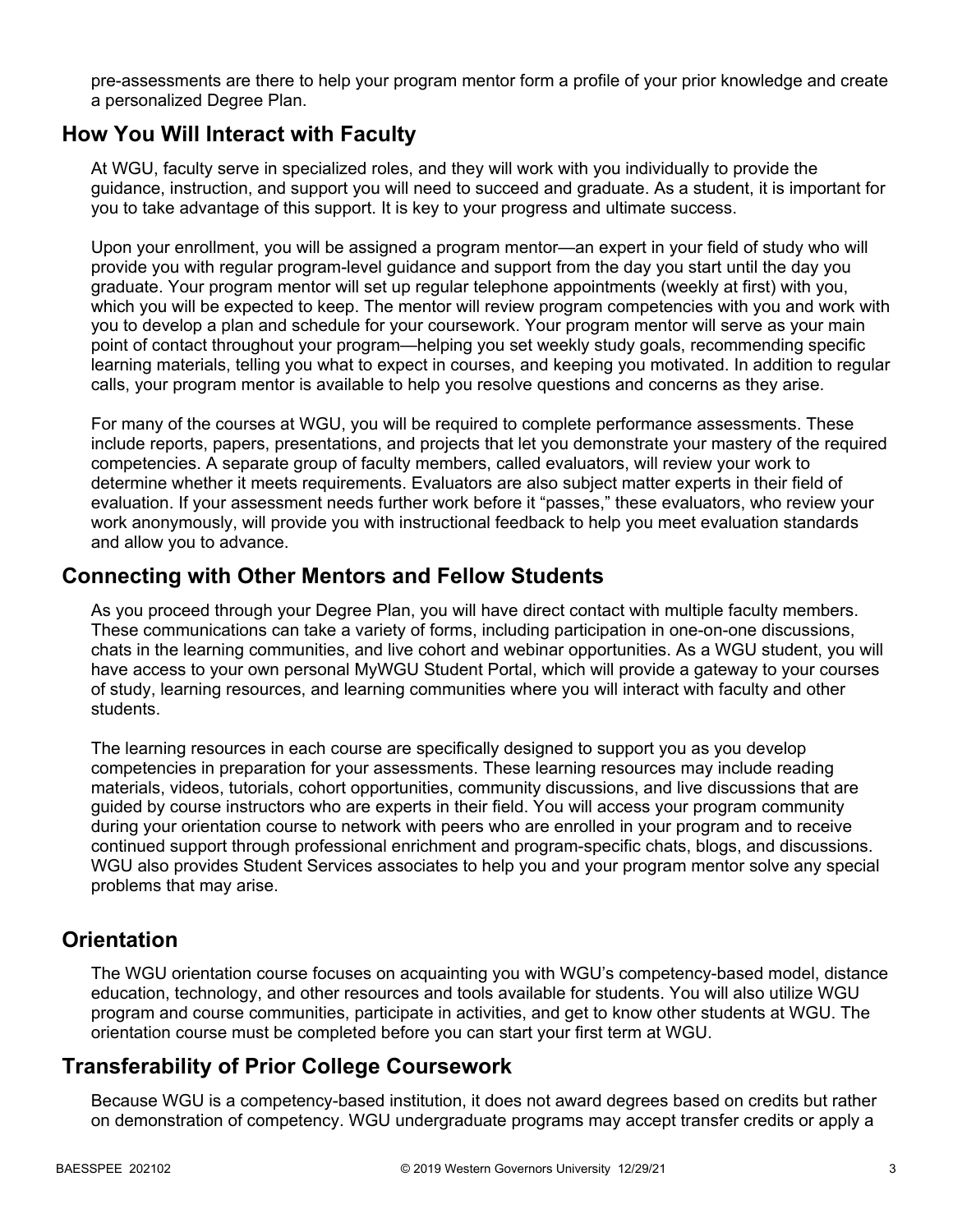pre-assessments are there to help your program mentor form a profile of your prior knowledge and create a personalized Degree Plan.

## How You Will Interact with Faculty

At WGU, faculty serve in specialized roles, and they will work with you individually to provide the guidance, instruction, and support you will need to succeed and graduate. As a student, it is important for you to take advantage of this support. It is key to your progress and ultimate success.

Upon your enrollment, you will be assigned a program mentor—an expert in your field of study who will provide you with regular program-level guidance and support from the day you start until the day you graduate. Your program mentor will set up regular telephone appointments (weekly at first) with you, which you will be expected to keep. The mentor will review program competencies with you and work with you to develop a plan and schedule for your coursework. Your program mentor will serve as your main point of contact throughout your program—helping you set weekly study goals, recommending specific learning materials, telling you what to expect in courses, and keeping you motivated. In addition to regular calls, your program mentor is available to help you resolve questions and concerns as they arise.

For many of the courses at WGU, you will be required to complete performance assessments. These include reports, papers, presentations, and projects that let you demonstrate your mastery of the required competencies. A separate group of faculty members, called evaluators, will review your work to determine whether it meets requirements. Evaluators are also subject matter experts in their field of evaluation. If your assessment needs further work before it "passes," these evaluators, who review your work anonymously, will provide you with instructional feedback to help you meet evaluation standards and allow you to advance.

## Connecting with Other Mentors and Fellow Students

As you proceed through your Degree Plan, you will have direct contact with multiple faculty members. These communications can take a variety of forms, including participation in one-on-one discussions, chats in the learning communities, and live cohort and webinar opportunities. As a WGU student, you will have access to your own personal MyWGU Student Portal, which will provide a gateway to your courses of study, learning resources, and learning communities where you will interact with faculty and other students.

The learning resources in each course are specifically designed to support you as you develop competencies in preparation for your assessments. These learning resources may include reading materials, videos, tutorials, cohort opportunities, community discussions, and live discussions that are guided by course instructors who are experts in their field. You will access your program community during your orientation course to network with peers who are enrolled in your program and to receive continued support through professional enrichment and program-specific chats, blogs, and discussions. WGU also provides Student Services associates to help you and your program mentor solve any special problems that may arise.

## Orientation

The WGU orientation course focuses on acquainting you with WGU's competency-based model, distance education, technology, and other resources and tools available for students. You will also utilize WGU program and course communities, participate in activities, and get to know other students at WGU. The orientation course must be completed before you can start your first term at WGU.

## Transferability of Prior College Coursework

Because WGU is a competency-based institution, it does not award degrees based on credits but rather on demonstration of competency. WGU undergraduate programs may accept transfer credits or apply a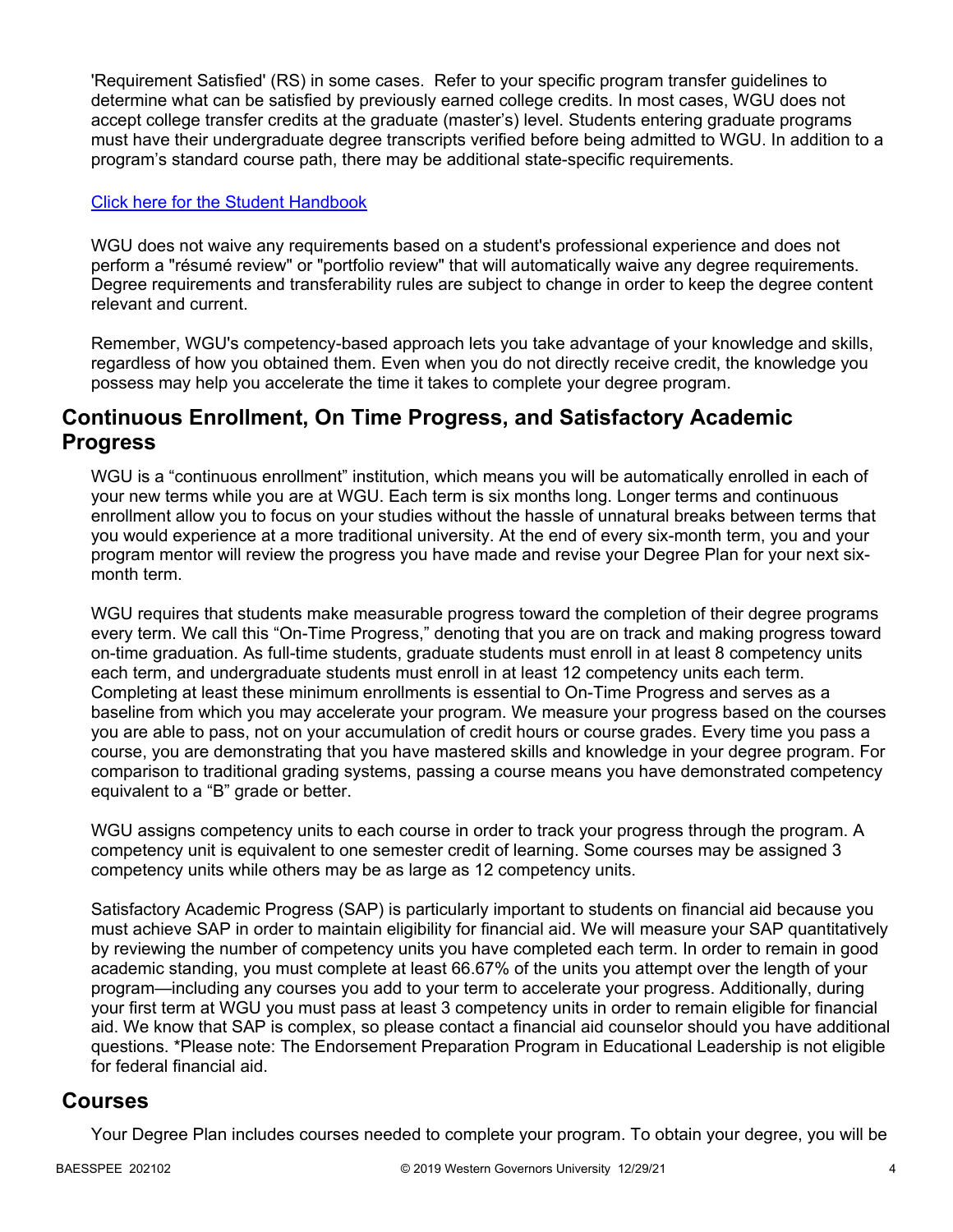'Requirement Satisfied' (RS) in some cases.  Refer to your specific program transfer guidelines to determine what can be satisfied by previously earned college credits. In most cases, WGU does not accept college transfer credits at the graduate (master's) level. Students entering graduate programs must have their undergraduate degree transcripts verified before being admitted to WGU. In addition to a program's standard course path, there may be additional state-specific requirements.

Click here for the Student Handbook

WGU does not waive any requirements based on a student's professional experience and does not perform a "résumé review" or "portfolio review" that will automatically waive any degree requirements. Degree requirements and transferability rules are subject to change in order to keep the degree content relevant and current.

Remember, WGU's competency-based approach lets you take advantage of your knowledge and skills, regardless of how you obtained them. Even when you do not directly receive credit, the knowledge you possess may help you accelerate the time it takes to complete your degree program.

## Continuous Enrollment, On Time Progress, and Satisfactory Academic Progress

WGU is a "continuous enrollment" institution, which means you will be automatically enrolled in each of your new terms while you are at WGU. Each term is six months long. Longer terms and continuous enrollment allow you to focus on your studies without the hassle of unnatural breaks between terms that you would experience at a more traditional university. At the end of every six-month term, you and your program mentor will review the progress you have made and revise your Degree Plan for your next six-month term.

WGU requires that students make measurable progress toward the completion of their degree programs every term. We call this "On-Time Progress," denoting that you are on track and making progress toward on-time graduation. As full-time students, graduate students must enroll in at least 8 competency units each term, and undergraduate students must enroll in at least 12 competency units each term. Completing at least these minimum enrollments is essential to On-Time Progress and serves as a baseline from which you may accelerate your program. We measure your progress based on the courses you are able to pass, not on your accumulation of credit hours or course grades. Every time you pass a course, you are demonstrating that you have mastered skills and knowledge in your degree program. For comparison to traditional grading systems, passing a course means you have demonstrated competency equivalent to a "B" grade or better.

WGU assigns competency units to each course in order to track your progress through the program. A competency unit is equivalent to one semester credit of learning. Some courses may be assigned 3 competency units while others may be as large as 12 competency units.

Satisfactory Academic Progress (SAP) is particularly important to students on financial aid because you must achieve SAP in order to maintain eligibility for financial aid. We will measure your SAP quantitatively by reviewing the number of competency units you have completed each term. In order to remain in good academic standing, you must complete at least 66.67% of the units you attempt over the length of your program—including any courses you add to your term to accelerate your progress. Additionally, during your first term at WGU you must pass at least 3 competency units in order to remain eligible for financial aid. We know that SAP is complex, so please contact a financial aid counselor should you have additional questions. *Please note: The Endorsement Preparation Program in Educational Leadership is not eligible for federal financial aid.

## Courses

Your Degree Plan includes courses needed to complete your program. To obtain your degree, you will be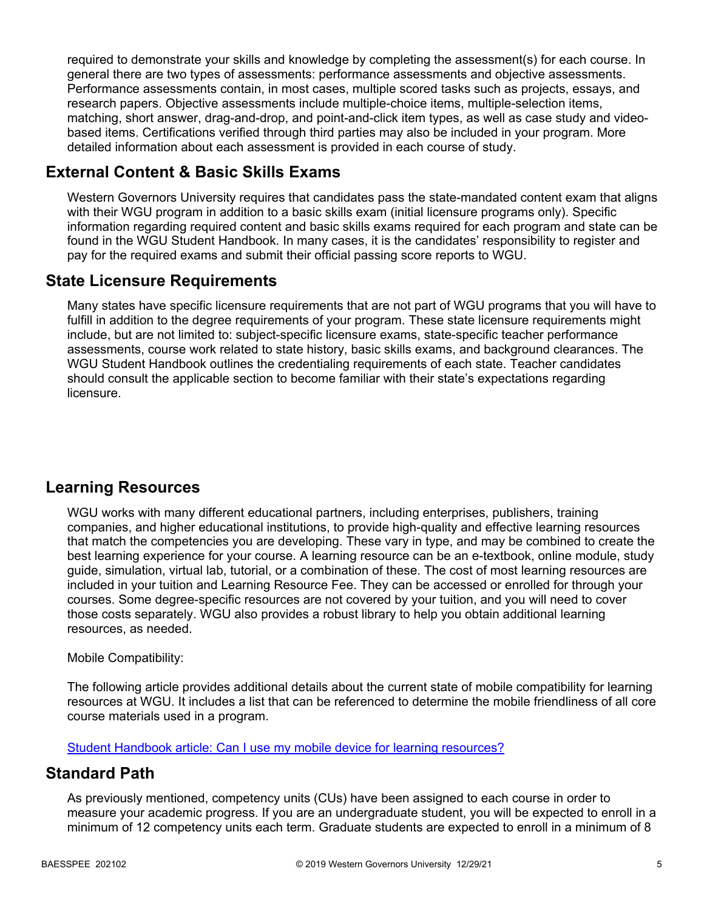required to demonstrate your skills and knowledge by completing the assessment(s) for each course. In general there are two types of assessments: performance assessments and objective assessments. Performance assessments contain, in most cases, multiple scored tasks such as projects, essays, and research papers. Objective assessments include multiple-choice items, multiple-selection items, matching, short answer, drag-and-drop, and point-and-click item types, as well as case study and video-based items. Certifications verified through third parties may also be included in your program. More detailed information about each assessment is provided in each course of study.

## External Content & Basic Skills Exams

Western Governors University requires that candidates pass the state-mandated content exam that aligns with their WGU program in addition to a basic skills exam (initial licensure programs only). Specific information regarding required content and basic skills exams required for each program and state can be found in the WGU Student Handbook. In many cases, it is the candidates' responsibility to register and pay for the required exams and submit their official passing score reports to WGU.

## State Licensure Requirements

Many states have specific licensure requirements that are not part of WGU programs that you will have to fulfill in addition to the degree requirements of your program. These state licensure requirements might include, but are not limited to: subject-specific licensure exams, state-specific teacher performance assessments, course work related to state history, basic skills exams, and background clearances. The WGU Student Handbook outlines the credentialing requirements of each state. Teacher candidates should consult the applicable section to become familiar with their state's expectations regarding licensure.

## Learning Resources

WGU works with many different educational partners, including enterprises, publishers, training companies, and higher educational institutions, to provide high-quality and effective learning resources that match the competencies you are developing. These vary in type, and may be combined to create the best learning experience for your course. A learning resource can be an e-textbook, online module, study guide, simulation, virtual lab, tutorial, or a combination of these. The cost of most learning resources are included in your tuition and Learning Resource Fee. They can be accessed or enrolled for through your courses. Some degree-specific resources are not covered by your tuition, and you will need to cover those costs separately. WGU also provides a robust library to help you obtain additional learning resources, as needed.

Mobile Compatibility:

The following article provides additional details about the current state of mobile compatibility for learning resources at WGU. It includes a list that can be referenced to determine the mobile friendliness of all core course materials used in a program.

Student Handbook article: Can I use my mobile device for learning resources?

## Standard Path

As previously mentioned, competency units (CUs) have been assigned to each course in order to measure your academic progress. If you are an undergraduate student, you will be expected to enroll in a minimum of 12 competency units each term. Graduate students are expected to enroll in a minimum of 8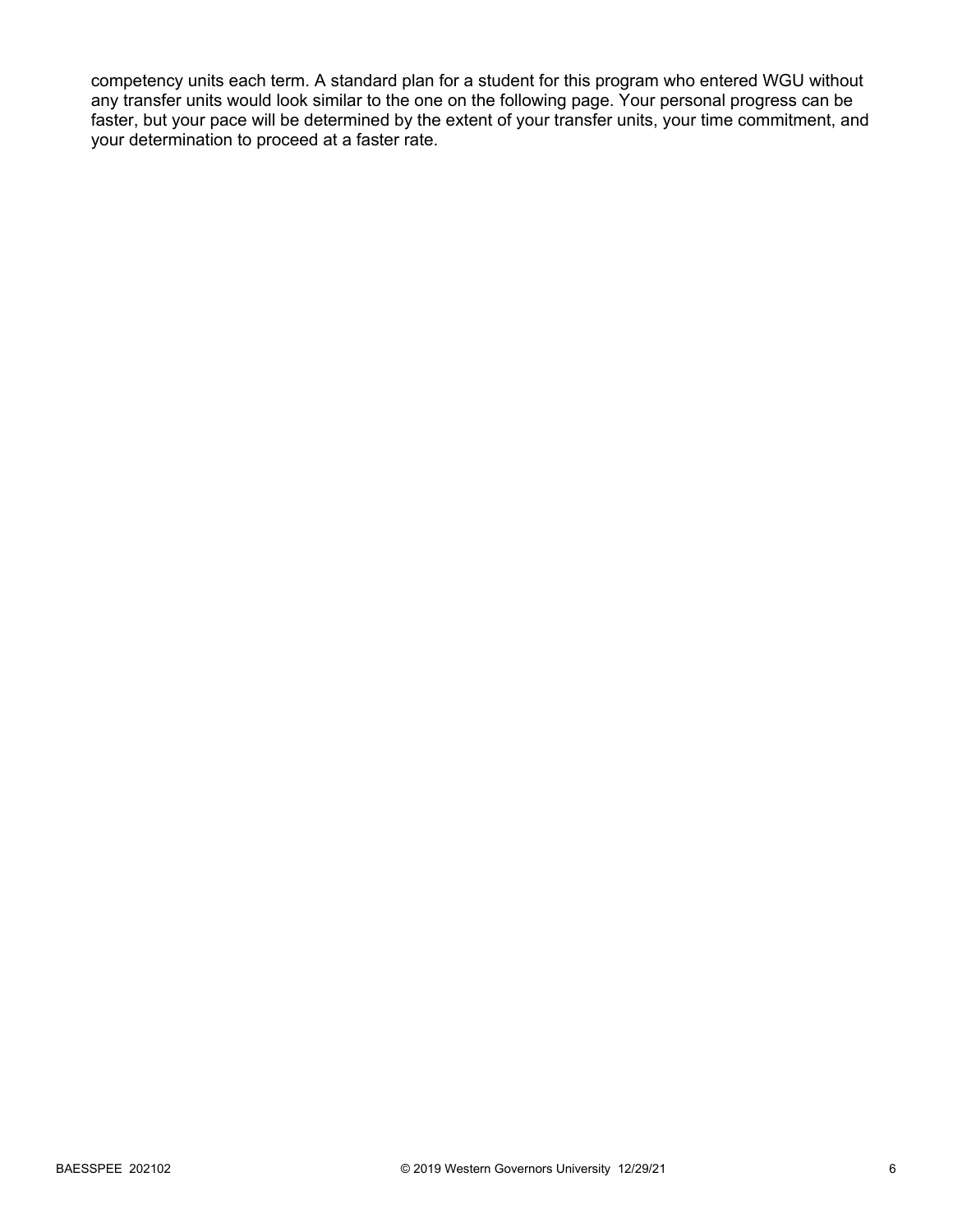competency units each term. A standard plan for a student for this program who entered WGU without any transfer units would look similar to the one on the following page. Your personal progress can be faster, but your pace will be determined by the extent of your transfer units, your time commitment, and your determination to proceed at a faster rate.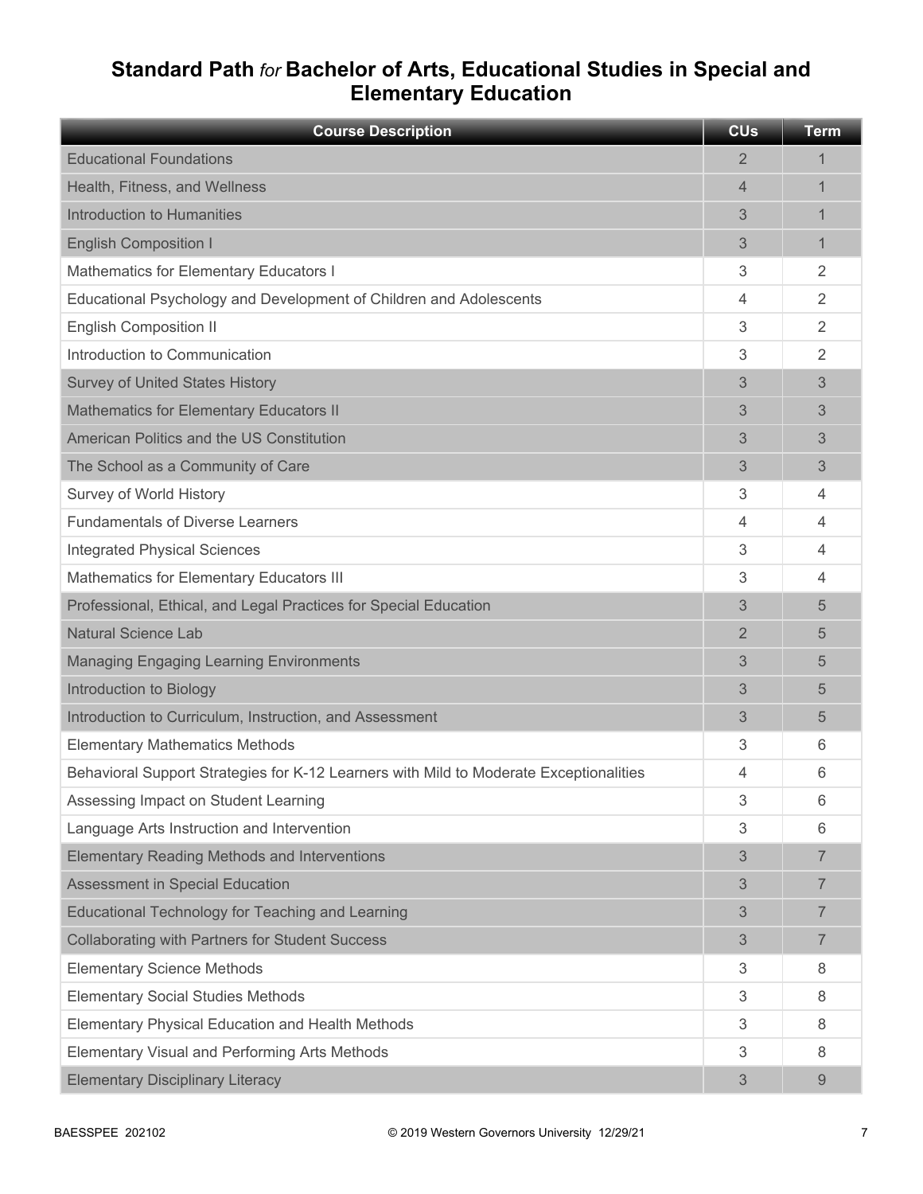## Standard Path *for* Bachelor of Arts, Educational Studies in Special and Elementary Education

| Course Description | CUs | Term |
|---|---|---|
| Educational Foundations | 2 | 1 |
| Health, Fitness, and Wellness | 4 | 1 |
| Introduction to Humanities | 3 | 1 |
| English Composition I | 3 | 1 |
| Mathematics for Elementary Educators I | 3 | 2 |
| Educational Psychology and Development of Children and Adolescents | 4 | 2 |
| English Composition II | 3 | 2 |
| Introduction to Communication | 3 | 2 |
| Survey of United States History | 3 | 3 |
| Mathematics for Elementary Educators II | 3 | 3 |
| American Politics and the US Constitution | 3 | 3 |
| The School as a Community of Care | 3 | 3 |
| Survey of World History | 3 | 4 |
| Fundamentals of Diverse Learners | 4 | 4 |
| Integrated Physical Sciences | 3 | 4 |
| Mathematics for Elementary Educators III | 3 | 4 |
| Professional, Ethical, and Legal Practices for Special Education | 3 | 5 |
| Natural Science Lab | 2 | 5 |
| Managing Engaging Learning Environments | 3 | 5 |
| Introduction to Biology | 3 | 5 |
| Introduction to Curriculum, Instruction, and Assessment | 3 | 5 |
| Elementary Mathematics Methods | 3 | 6 |
| Behavioral Support Strategies for K-12 Learners with Mild to Moderate Exceptionalities | 4 | 6 |
| Assessing Impact on Student Learning | 3 | 6 |
| Language Arts Instruction and Intervention | 3 | 6 |
| Elementary Reading Methods and Interventions | 3 | 7 |
| Assessment in Special Education | 3 | 7 |
| Educational Technology for Teaching and Learning | 3 | 7 |
| Collaborating with Partners for Student Success | 3 | 7 |
| Elementary Science Methods | 3 | 8 |
| Elementary Social Studies Methods | 3 | 8 |
| Elementary Physical Education and Health Methods | 3 | 8 |
| Elementary Visual and Performing Arts Methods | 3 | 8 |
| Elementary Disciplinary Literacy | 3 | 9 |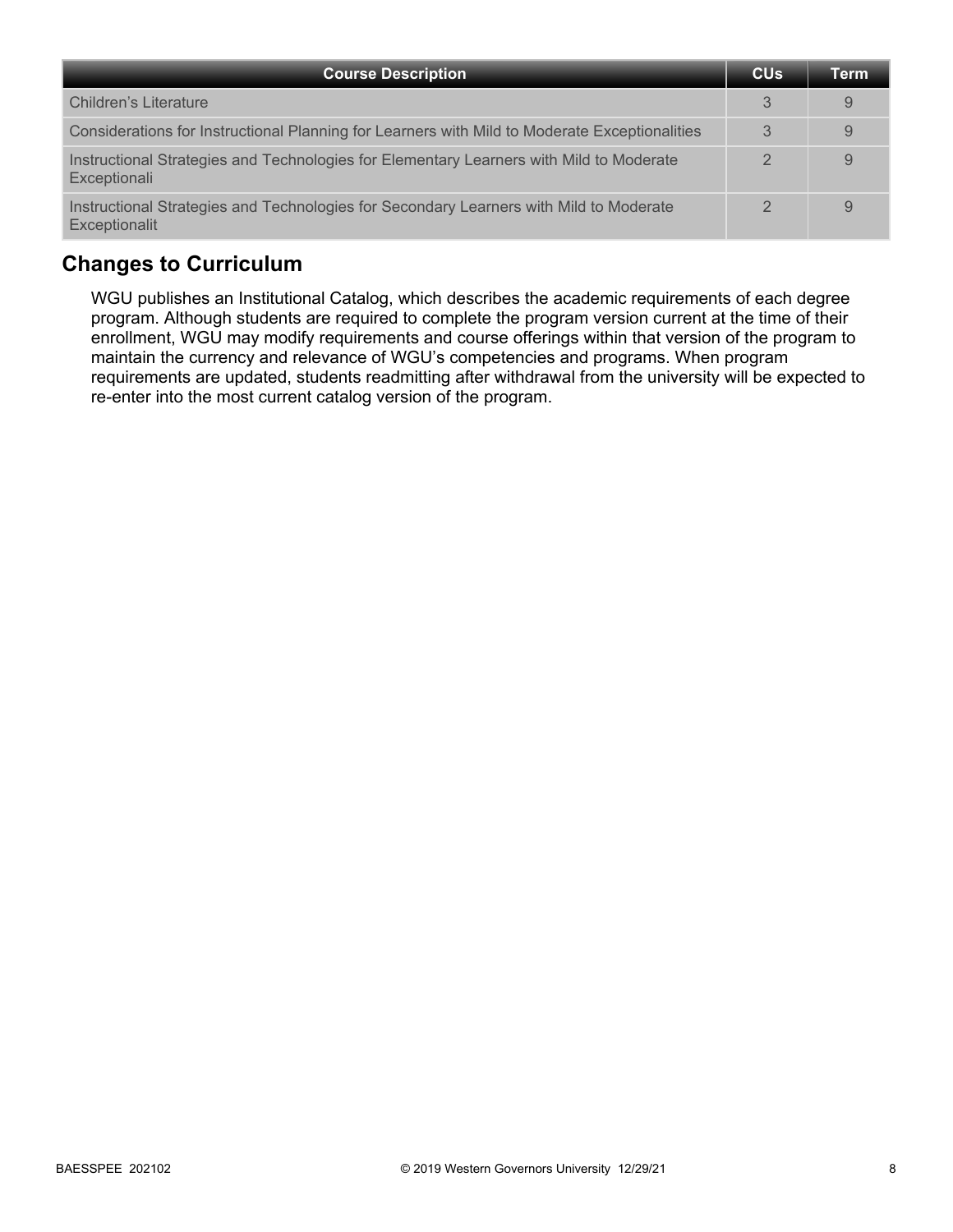| Course Description | CUs | Term |
|---|---|---|
| Children's Literature | 3 | 9 |
| Considerations for Instructional Planning for Learners with Mild to Moderate Exceptionalities | 3 | 9 |
| Instructional Strategies and Technologies for Elementary Learners with Mild to Moderate Exceptionali | 2 | 9 |
| Instructional Strategies and Technologies for Secondary Learners with Mild to Moderate Exceptionalit | 2 | 9 |

## Changes to Curriculum

WGU publishes an Institutional Catalog, which describes the academic requirements of each degree program. Although students are required to complete the program version current at the time of their enrollment, WGU may modify requirements and course offerings within that version of the program to maintain the currency and relevance of WGU's competencies and programs. When program requirements are updated, students readmitting after withdrawal from the university will be expected to re-enter into the most current catalog version of the program.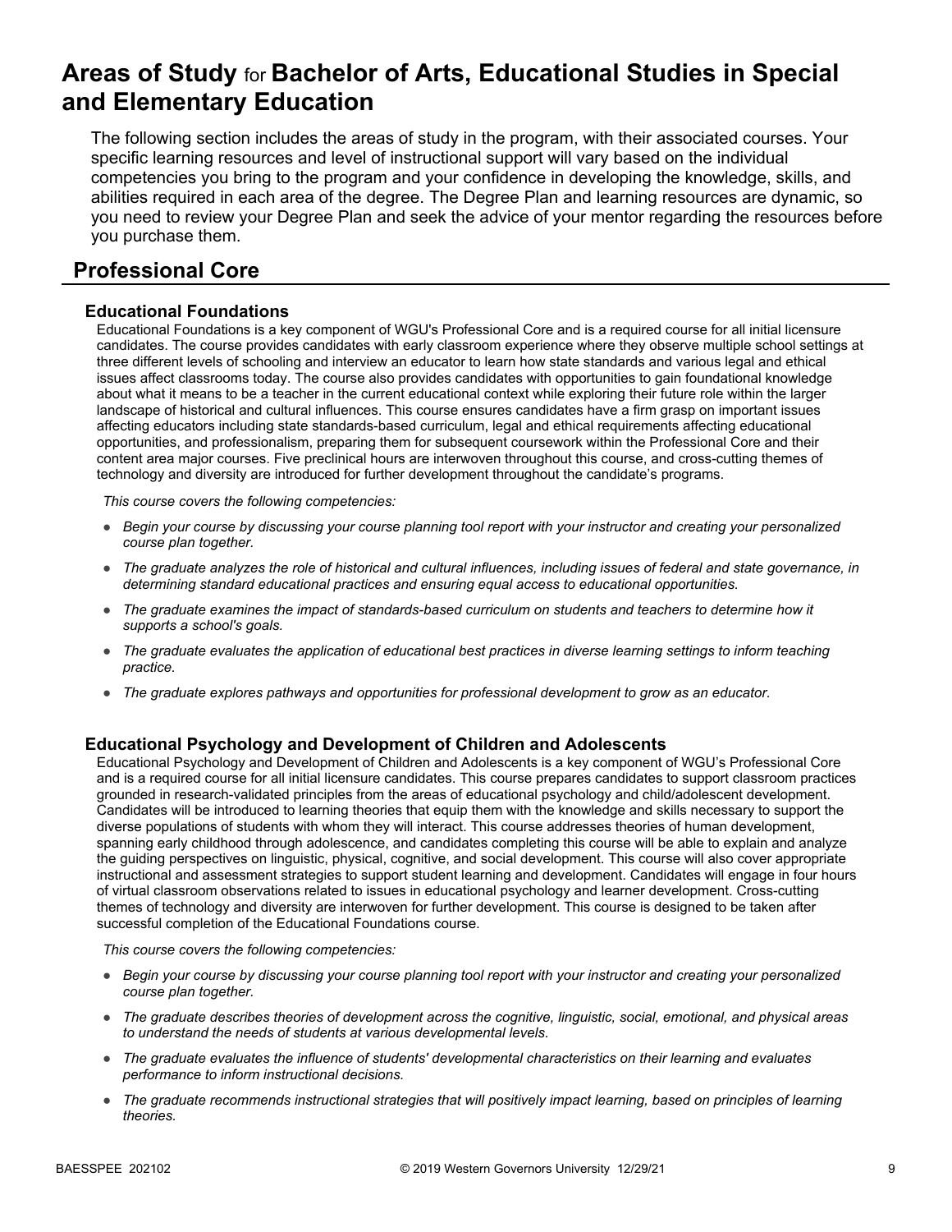# Areas of Study for Bachelor of Arts, Educational Studies in Special and Elementary Education

The following section includes the areas of study in the program, with their associated courses. Your specific learning resources and level of instructional support will vary based on the individual competencies you bring to the program and your confidence in developing the knowledge, skills, and abilities required in each area of the degree. The Degree Plan and learning resources are dynamic, so you need to review your Degree Plan and seek the advice of your mentor regarding the resources before you purchase them.

## Professional Core

### Educational Foundations

Educational Foundations is a key component of WGU's Professional Core and is a required course for all initial licensure candidates. The course provides candidates with early classroom experience where they observe multiple school settings at three different levels of schooling and interview an educator to learn how state standards and various legal and ethical issues affect classrooms today. The course also provides candidates with opportunities to gain foundational knowledge about what it means to be a teacher in the current educational context while exploring their future role within the larger landscape of historical and cultural influences. This course ensures candidates have a firm grasp on important issues affecting educators including state standards-based curriculum, legal and ethical requirements affecting educational opportunities, and professionalism, preparing them for subsequent coursework within the Professional Core and their content area major courses. Five preclinical hours are interwoven throughout this course, and cross-cutting themes of technology and diversity are introduced for further development throughout the candidate's programs.

*This course covers the following competencies:*

- *Begin your course by discussing your course planning tool report with your instructor and creating your personalized course plan together.*
- *The graduate analyzes the role of historical and cultural influences, including issues of federal and state governance, in determining standard educational practices and ensuring equal access to educational opportunities.*
- *The graduate examines the impact of standards-based curriculum on students and teachers to determine how it supports a school's goals.*
- *The graduate evaluates the application of educational best practices in diverse learning settings to inform teaching practice.*
- *The graduate explores pathways and opportunities for professional development to grow as an educator.*

### Educational Psychology and Development of Children and Adolescents

Educational Psychology and Development of Children and Adolescents is a key component of WGU's Professional Core and is a required course for all initial licensure candidates. This course prepares candidates to support classroom practices grounded in research-validated principles from the areas of educational psychology and child/adolescent development. Candidates will be introduced to learning theories that equip them with the knowledge and skills necessary to support the diverse populations of students with whom they will interact. This course addresses theories of human development, spanning early childhood through adolescence, and candidates completing this course will be able to explain and analyze the guiding perspectives on linguistic, physical, cognitive, and social development. This course will also cover appropriate instructional and assessment strategies to support student learning and development. Candidates will engage in four hours of virtual classroom observations related to issues in educational psychology and learner development. Cross-cutting themes of technology and diversity are interwoven for further development. This course is designed to be taken after successful completion of the Educational Foundations course.

*This course covers the following competencies:*

- *Begin your course by discussing your course planning tool report with your instructor and creating your personalized course plan together.*
- *The graduate describes theories of development across the cognitive, linguistic, social, emotional, and physical areas to understand the needs of students at various developmental levels.*
- *The graduate evaluates the influence of students' developmental characteristics on their learning and evaluates performance to inform instructional decisions.*
- *The graduate recommends instructional strategies that will positively impact learning, based on principles of learning theories.*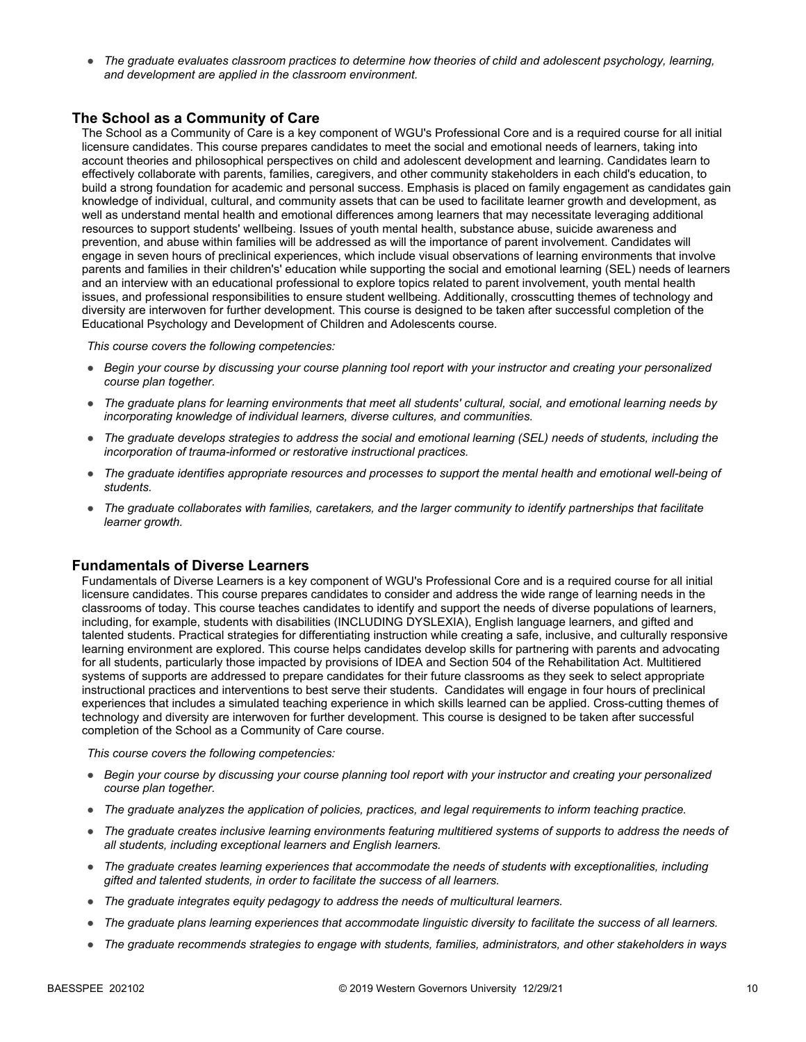- *The graduate evaluates classroom practices to determine how theories of child and adolescent psychology, learning, and development are applied in the classroom environment.*

## The School as a Community of Care

The School as a Community of Care is a key component of WGU's Professional Core and is a required course for all initial licensure candidates. This course prepares candidates to meet the social and emotional needs of learners, taking into account theories and philosophical perspectives on child and adolescent development and learning. Candidates learn to effectively collaborate with parents, families, caregivers, and other community stakeholders in each child's education, to build a strong foundation for academic and personal success. Emphasis is placed on family engagement as candidates gain knowledge of individual, cultural, and community assets that can be used to facilitate learner growth and development, as well as understand mental health and emotional differences among learners that may necessitate leveraging additional resources to support students' wellbeing. Issues of youth mental health, substance abuse, suicide awareness and prevention, and abuse within families will be addressed as will the importance of parent involvement. Candidates will engage in seven hours of preclinical experiences, which include visual observations of learning environments that involve parents and families in their children's' education while supporting the social and emotional learning (SEL) needs of learners and an interview with an educational professional to explore topics related to parent involvement, youth mental health issues, and professional responsibilities to ensure student wellbeing. Additionally, crosscutting themes of technology and diversity are interwoven for further development. This course is designed to be taken after successful completion of the Educational Psychology and Development of Children and Adolescents course.

*This course covers the following competencies:*

- *Begin your course by discussing your course planning tool report with your instructor and creating your personalized course plan together.*
- *The graduate plans for learning environments that meet all students' cultural, social, and emotional learning needs by incorporating knowledge of individual learners, diverse cultures, and communities.*
- *The graduate develops strategies to address the social and emotional learning (SEL) needs of students, including the incorporation of trauma-informed or restorative instructional practices.*
- *The graduate identifies appropriate resources and processes to support the mental health and emotional well-being of students.*
- *The graduate collaborates with families, caretakers, and the larger community to identify partnerships that facilitate learner growth.*

## Fundamentals of Diverse Learners

Fundamentals of Diverse Learners is a key component of WGU's Professional Core and is a required course for all initial licensure candidates. This course prepares candidates to consider and address the wide range of learning needs in the classrooms of today. This course teaches candidates to identify and support the needs of diverse populations of learners, including, for example, students with disabilities (INCLUDING DYSLEXIA), English language learners, and gifted and talented students. Practical strategies for differentiating instruction while creating a safe, inclusive, and culturally responsive learning environment are explored. This course helps candidates develop skills for partnering with parents and advocating for all students, particularly those impacted by provisions of IDEA and Section 504 of the Rehabilitation Act. Multitiered systems of supports are addressed to prepare candidates for their future classrooms as they seek to select appropriate instructional practices and interventions to best serve their students. Candidates will engage in four hours of preclinical experiences that includes a simulated teaching experience in which skills learned can be applied. Cross-cutting themes of technology and diversity are interwoven for further development. This course is designed to be taken after successful completion of the School as a Community of Care course.

*This course covers the following competencies:*

- *Begin your course by discussing your course planning tool report with your instructor and creating your personalized course plan together.*
- *The graduate analyzes the application of policies, practices, and legal requirements to inform teaching practice.*
- *The graduate creates inclusive learning environments featuring multitiered systems of supports to address the needs of all students, including exceptional learners and English learners.*
- *The graduate creates learning experiences that accommodate the needs of students with exceptionalities, including gifted and talented students, in order to facilitate the success of all learners.*
- *The graduate integrates equity pedagogy to address the needs of multicultural learners.*
- *The graduate plans learning experiences that accommodate linguistic diversity to facilitate the success of all learners.*
- *The graduate recommends strategies to engage with students, families, administrators, and other stakeholders in ways*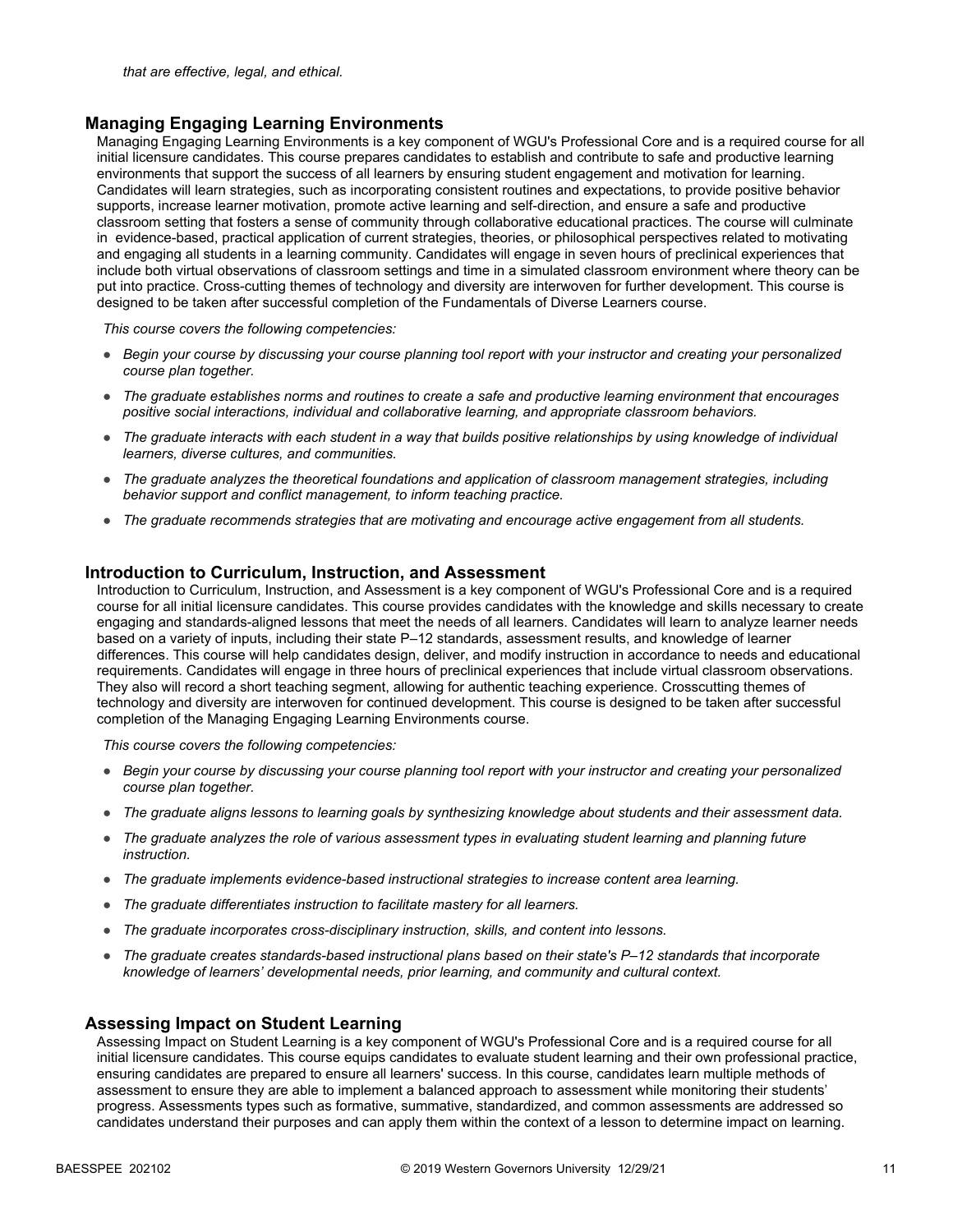*that are effective, legal, and ethical.*

### Managing Engaging Learning Environments

Managing Engaging Learning Environments is a key component of WGU's Professional Core and is a required course for all initial licensure candidates. This course prepares candidates to establish and contribute to safe and productive learning environments that support the success of all learners by ensuring student engagement and motivation for learning. Candidates will learn strategies, such as incorporating consistent routines and expectations, to provide positive behavior supports, increase learner motivation, promote active learning and self-direction, and ensure a safe and productive classroom setting that fosters a sense of community through collaborative educational practices. The course will culminate in evidence-based, practical application of current strategies, theories, or philosophical perspectives related to motivating and engaging all students in a learning community. Candidates will engage in seven hours of preclinical experiences that include both virtual observations of classroom settings and time in a simulated classroom environment where theory can be put into practice. Cross-cutting themes of technology and diversity are interwoven for further development. This course is designed to be taken after successful completion of the Fundamentals of Diverse Learners course.

*This course covers the following competencies:*

- *Begin your course by discussing your course planning tool report with your instructor and creating your personalized course plan together.*
- *The graduate establishes norms and routines to create a safe and productive learning environment that encourages positive social interactions, individual and collaborative learning, and appropriate classroom behaviors.*
- *The graduate interacts with each student in a way that builds positive relationships by using knowledge of individual learners, diverse cultures, and communities.*
- *The graduate analyzes the theoretical foundations and application of classroom management strategies, including behavior support and conflict management, to inform teaching practice.*
- *The graduate recommends strategies that are motivating and encourage active engagement from all students.*

### Introduction to Curriculum, Instruction, and Assessment

Introduction to Curriculum, Instruction, and Assessment is a key component of WGU's Professional Core and is a required course for all initial licensure candidates. This course provides candidates with the knowledge and skills necessary to create engaging and standards-aligned lessons that meet the needs of all learners. Candidates will learn to analyze learner needs based on a variety of inputs, including their state P–12 standards, assessment results, and knowledge of learner differences. This course will help candidates design, deliver, and modify instruction in accordance to needs and educational requirements. Candidates will engage in three hours of preclinical experiences that include virtual classroom observations. They also will record a short teaching segment, allowing for authentic teaching experience. Crosscutting themes of technology and diversity are interwoven for continued development. This course is designed to be taken after successful completion of the Managing Engaging Learning Environments course.

*This course covers the following competencies:*

- *Begin your course by discussing your course planning tool report with your instructor and creating your personalized course plan together.*
- *The graduate aligns lessons to learning goals by synthesizing knowledge about students and their assessment data.*
- *The graduate analyzes the role of various assessment types in evaluating student learning and planning future instruction.*
- *The graduate implements evidence-based instructional strategies to increase content area learning.*
- *The graduate differentiates instruction to facilitate mastery for all learners.*
- *The graduate incorporates cross-disciplinary instruction, skills, and content into lessons.*
- *The graduate creates standards-based instructional plans based on their state's P–12 standards that incorporate knowledge of learners' developmental needs, prior learning, and community and cultural context.*

### Assessing Impact on Student Learning

Assessing Impact on Student Learning is a key component of WGU's Professional Core and is a required course for all initial licensure candidates. This course equips candidates to evaluate student learning and their own professional practice, ensuring candidates are prepared to ensure all learners' success. In this course, candidates learn multiple methods of assessment to ensure they are able to implement a balanced approach to assessment while monitoring their students' progress. Assessments types such as formative, summative, standardized, and common assessments are addressed so candidates understand their purposes and can apply them within the context of a lesson to determine impact on learning.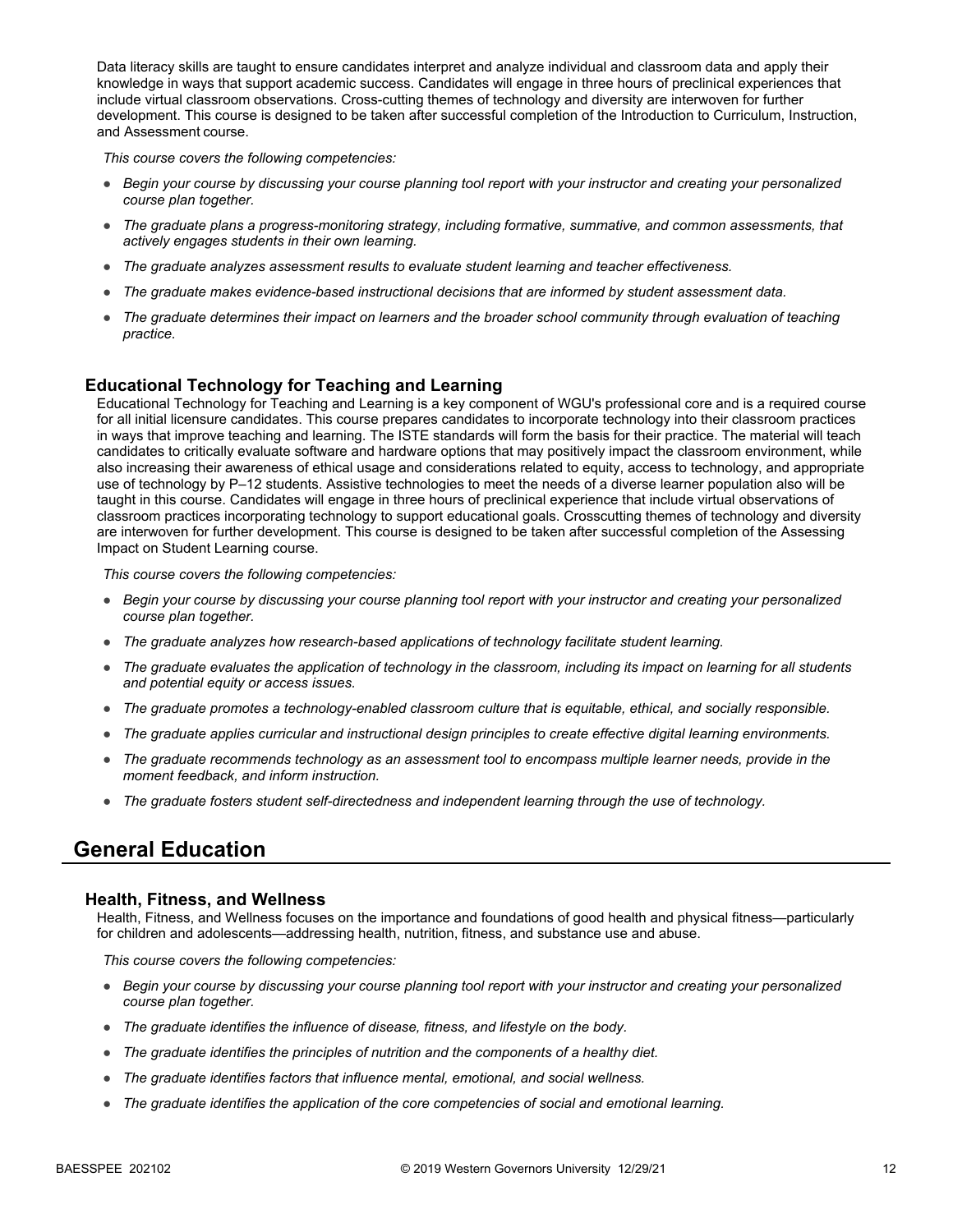Data literacy skills are taught to ensure candidates interpret and analyze individual and classroom data and apply their knowledge in ways that support academic success. Candidates will engage in three hours of preclinical experiences that include virtual classroom observations. Cross-cutting themes of technology and diversity are interwoven for further development. This course is designed to be taken after successful completion of the Introduction to Curriculum, Instruction, and Assessment course.

*This course covers the following competencies:*

- *Begin your course by discussing your course planning tool report with your instructor and creating your personalized course plan together.*
- *The graduate plans a progress-monitoring strategy, including formative, summative, and common assessments, that actively engages students in their own learning.*
- *The graduate analyzes assessment results to evaluate student learning and teacher effectiveness.*
- *The graduate makes evidence-based instructional decisions that are informed by student assessment data.*
- *The graduate determines their impact on learners and the broader school community through evaluation of teaching practice.*

### Educational Technology for Teaching and Learning

Educational Technology for Teaching and Learning is a key component of WGU's professional core and is a required course for all initial licensure candidates. This course prepares candidates to incorporate technology into their classroom practices in ways that improve teaching and learning. The ISTE standards will form the basis for their practice. The material will teach candidates to critically evaluate software and hardware options that may positively impact the classroom environment, while also increasing their awareness of ethical usage and considerations related to equity, access to technology, and appropriate use of technology by P–12 students. Assistive technologies to meet the needs of a diverse learner population also will be taught in this course. Candidates will engage in three hours of preclinical experience that include virtual observations of classroom practices incorporating technology to support educational goals. Crosscutting themes of technology and diversity are interwoven for further development. This course is designed to be taken after successful completion of the Assessing Impact on Student Learning course.

*This course covers the following competencies:*

- *Begin your course by discussing your course planning tool report with your instructor and creating your personalized course plan together.*
- *The graduate analyzes how research-based applications of technology facilitate student learning.*
- *The graduate evaluates the application of technology in the classroom, including its impact on learning for all students and potential equity or access issues.*
- *The graduate promotes a technology-enabled classroom culture that is equitable, ethical, and socially responsible.*
- *The graduate applies curricular and instructional design principles to create effective digital learning environments.*
- *The graduate recommends technology as an assessment tool to encompass multiple learner needs, provide in the moment feedback, and inform instruction.*
- *The graduate fosters student self-directedness and independent learning through the use of technology.*

## General Education

### Health, Fitness, and Wellness

Health, Fitness, and Wellness focuses on the importance and foundations of good health and physical fitness—particularly for children and adolescents—addressing health, nutrition, fitness, and substance use and abuse.

*This course covers the following competencies:*

- *Begin your course by discussing your course planning tool report with your instructor and creating your personalized course plan together.*
- *The graduate identifies the influence of disease, fitness, and lifestyle on the body.*
- *The graduate identifies the principles of nutrition and the components of a healthy diet.*
- *The graduate identifies factors that influence mental, emotional, and social wellness.*
- *The graduate identifies the application of the core competencies of social and emotional learning.*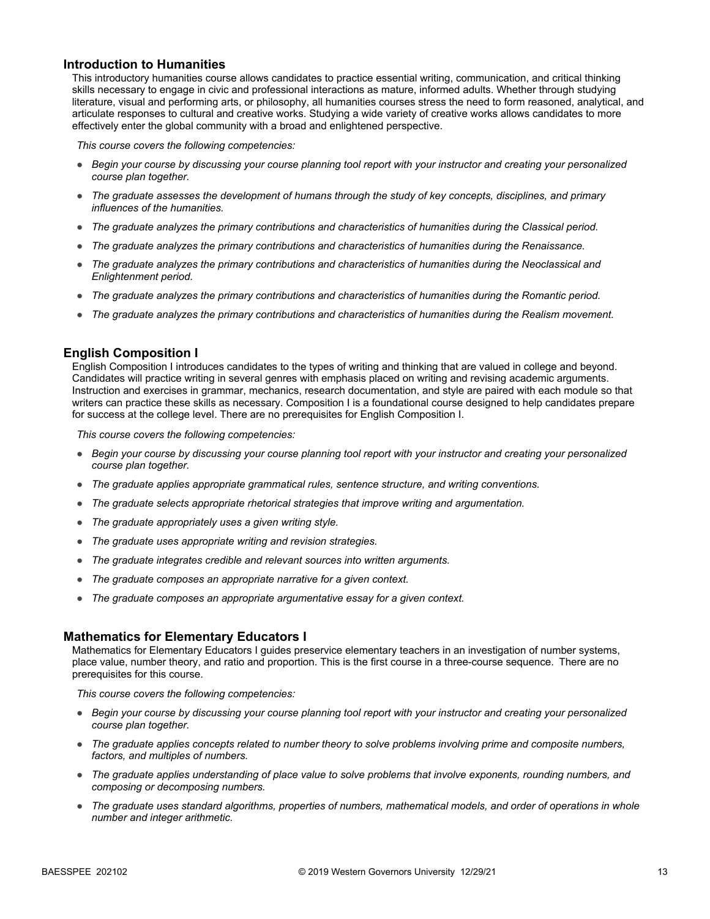### Introduction to Humanities

This introductory humanities course allows candidates to practice essential writing, communication, and critical thinking skills necessary to engage in civic and professional interactions as mature, informed adults. Whether through studying literature, visual and performing arts, or philosophy, all humanities courses stress the need to form reasoned, analytical, and articulate responses to cultural and creative works. Studying a wide variety of creative works allows candidates to more effectively enter the global community with a broad and enlightened perspective.

*This course covers the following competencies:*

- *Begin your course by discussing your course planning tool report with your instructor and creating your personalized course plan together.*
- *The graduate assesses the development of humans through the study of key concepts, disciplines, and primary influences of the humanities.*
- *The graduate analyzes the primary contributions and characteristics of humanities during the Classical period.*
- *The graduate analyzes the primary contributions and characteristics of humanities during the Renaissance.*
- *The graduate analyzes the primary contributions and characteristics of humanities during the Neoclassical and Enlightenment period.*
- *The graduate analyzes the primary contributions and characteristics of humanities during the Romantic period.*
- *The graduate analyzes the primary contributions and characteristics of humanities during the Realism movement.*

### English Composition I

English Composition I introduces candidates to the types of writing and thinking that are valued in college and beyond. Candidates will practice writing in several genres with emphasis placed on writing and revising academic arguments. Instruction and exercises in grammar, mechanics, research documentation, and style are paired with each module so that writers can practice these skills as necessary. Composition I is a foundational course designed to help candidates prepare for success at the college level. There are no prerequisites for English Composition I.

*This course covers the following competencies:*

- *Begin your course by discussing your course planning tool report with your instructor and creating your personalized course plan together.*
- *The graduate applies appropriate grammatical rules, sentence structure, and writing conventions.*
- *The graduate selects appropriate rhetorical strategies that improve writing and argumentation.*
- *The graduate appropriately uses a given writing style.*
- *The graduate uses appropriate writing and revision strategies.*
- *The graduate integrates credible and relevant sources into written arguments.*
- *The graduate composes an appropriate narrative for a given context.*
- *The graduate composes an appropriate argumentative essay for a given context.*

### Mathematics for Elementary Educators I

Mathematics for Elementary Educators I guides preservice elementary teachers in an investigation of number systems, place value, number theory, and ratio and proportion. This is the first course in a three-course sequence. There are no prerequisites for this course.

*This course covers the following competencies:*

- *Begin your course by discussing your course planning tool report with your instructor and creating your personalized course plan together.*
- *The graduate applies concepts related to number theory to solve problems involving prime and composite numbers, factors, and multiples of numbers.*
- *The graduate applies understanding of place value to solve problems that involve exponents, rounding numbers, and composing or decomposing numbers.*
- *The graduate uses standard algorithms, properties of numbers, mathematical models, and order of operations in whole number and integer arithmetic.*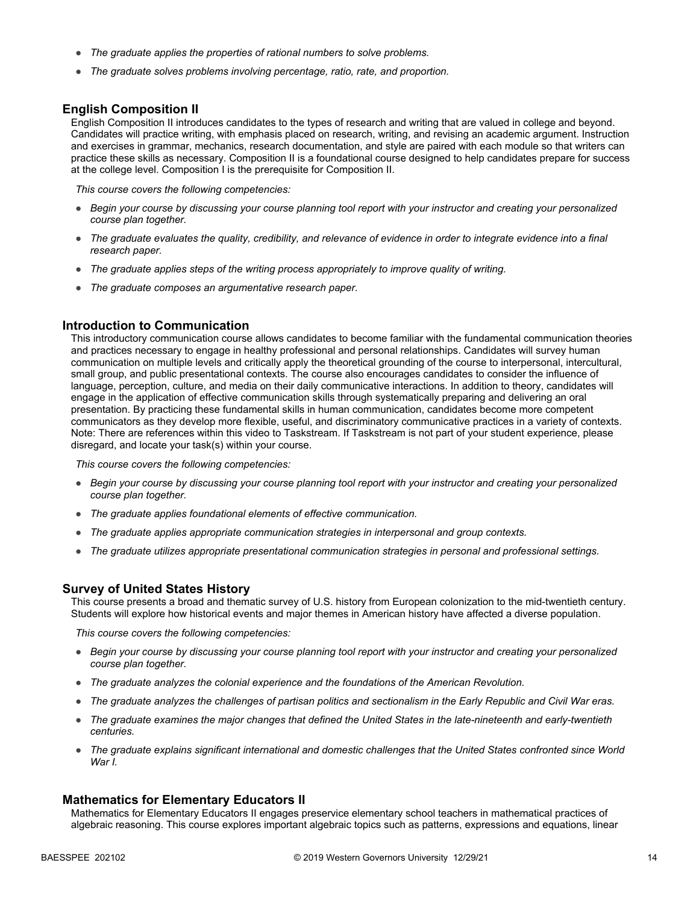- *The graduate applies the properties of rational numbers to solve problems.*
- *The graduate solves problems involving percentage, ratio, rate, and proportion.*

### English Composition II

English Composition II introduces candidates to the types of research and writing that are valued in college and beyond. Candidates will practice writing, with emphasis placed on research, writing, and revising an academic argument. Instruction and exercises in grammar, mechanics, research documentation, and style are paired with each module so that writers can practice these skills as necessary. Composition II is a foundational course designed to help candidates prepare for success at the college level. Composition I is the prerequisite for Composition II.

*This course covers the following competencies:*

- *Begin your course by discussing your course planning tool report with your instructor and creating your personalized course plan together.*
- *The graduate evaluates the quality, credibility, and relevance of evidence in order to integrate evidence into a final research paper.*
- *The graduate applies steps of the writing process appropriately to improve quality of writing.*
- *The graduate composes an argumentative research paper.*

### Introduction to Communication

This introductory communication course allows candidates to become familiar with the fundamental communication theories and practices necessary to engage in healthy professional and personal relationships. Candidates will survey human communication on multiple levels and critically apply the theoretical grounding of the course to interpersonal, intercultural, small group, and public presentational contexts. The course also encourages candidates to consider the influence of language, perception, culture, and media on their daily communicative interactions. In addition to theory, candidates will engage in the application of effective communication skills through systematically preparing and delivering an oral presentation. By practicing these fundamental skills in human communication, candidates become more competent communicators as they develop more flexible, useful, and discriminatory communicative practices in a variety of contexts. Note: There are references within this video to Taskstream. If Taskstream is not part of your student experience, please disregard, and locate your task(s) within your course.

*This course covers the following competencies:*

- *Begin your course by discussing your course planning tool report with your instructor and creating your personalized course plan together.*
- *The graduate applies foundational elements of effective communication.*
- *The graduate applies appropriate communication strategies in interpersonal and group contexts.*
- *The graduate utilizes appropriate presentational communication strategies in personal and professional settings.*

### Survey of United States History

This course presents a broad and thematic survey of U.S. history from European colonization to the mid-twentieth century. Students will explore how historical events and major themes in American history have affected a diverse population.

*This course covers the following competencies:*

- *Begin your course by discussing your course planning tool report with your instructor and creating your personalized course plan together.*
- *The graduate analyzes the colonial experience and the foundations of the American Revolution.*
- *The graduate analyzes the challenges of partisan politics and sectionalism in the Early Republic and Civil War eras.*
- *The graduate examines the major changes that defined the United States in the late-nineteenth and early-twentieth centuries.*
- *The graduate explains significant international and domestic challenges that the United States confronted since World War I.*

### Mathematics for Elementary Educators II

Mathematics for Elementary Educators II engages preservice elementary school teachers in mathematical practices of algebraic reasoning. This course explores important algebraic topics such as patterns, expressions and equations, linear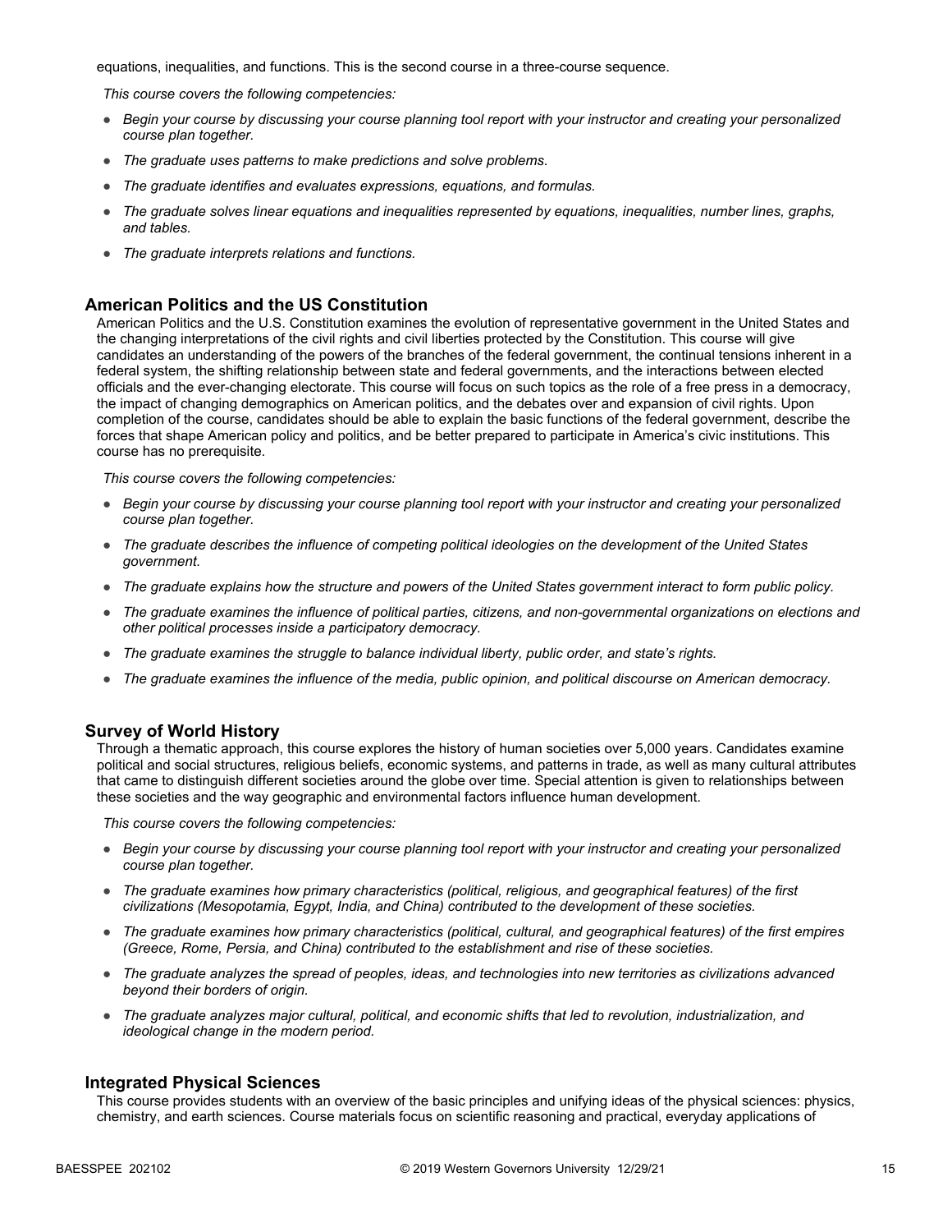equations, inequalities, and functions. This is the second course in a three-course sequence.

*This course covers the following competencies:*

- *Begin your course by discussing your course planning tool report with your instructor and creating your personalized course plan together.*
- *The graduate uses patterns to make predictions and solve problems.*
- *The graduate identifies and evaluates expressions, equations, and formulas.*
- *The graduate solves linear equations and inequalities represented by equations, inequalities, number lines, graphs, and tables.*
- *The graduate interprets relations and functions.*

## American Politics and the US Constitution

American Politics and the U.S. Constitution examines the evolution of representative government in the United States and the changing interpretations of the civil rights and civil liberties protected by the Constitution. This course will give candidates an understanding of the powers of the branches of the federal government, the continual tensions inherent in a federal system, the shifting relationship between state and federal governments, and the interactions between elected officials and the ever-changing electorate. This course will focus on such topics as the role of a free press in a democracy, the impact of changing demographics on American politics, and the debates over and expansion of civil rights. Upon completion of the course, candidates should be able to explain the basic functions of the federal government, describe the forces that shape American policy and politics, and be better prepared to participate in America's civic institutions. This course has no prerequisite.

*This course covers the following competencies:*

- *Begin your course by discussing your course planning tool report with your instructor and creating your personalized course plan together.*
- *The graduate describes the influence of competing political ideologies on the development of the United States government.*
- *The graduate explains how the structure and powers of the United States government interact to form public policy.*
- *The graduate examines the influence of political parties, citizens, and non-governmental organizations on elections and other political processes inside a participatory democracy.*
- *The graduate examines the struggle to balance individual liberty, public order, and state's rights.*
- *The graduate examines the influence of the media, public opinion, and political discourse on American democracy.*

## Survey of World History

Through a thematic approach, this course explores the history of human societies over 5,000 years. Candidates examine political and social structures, religious beliefs, economic systems, and patterns in trade, as well as many cultural attributes that came to distinguish different societies around the globe over time. Special attention is given to relationships between these societies and the way geographic and environmental factors influence human development.

*This course covers the following competencies:*

- *Begin your course by discussing your course planning tool report with your instructor and creating your personalized course plan together.*
- *The graduate examines how primary characteristics (political, religious, and geographical features) of the first civilizations (Mesopotamia, Egypt, India, and China) contributed to the development of these societies.*
- *The graduate examines how primary characteristics (political, cultural, and geographical features) of the first empires (Greece, Rome, Persia, and China) contributed to the establishment and rise of these societies.*
- *The graduate analyzes the spread of peoples, ideas, and technologies into new territories as civilizations advanced beyond their borders of origin.*
- *The graduate analyzes major cultural, political, and economic shifts that led to revolution, industrialization, and ideological change in the modern period.*

## Integrated Physical Sciences

This course provides students with an overview of the basic principles and unifying ideas of the physical sciences: physics, chemistry, and earth sciences. Course materials focus on scientific reasoning and practical, everyday applications of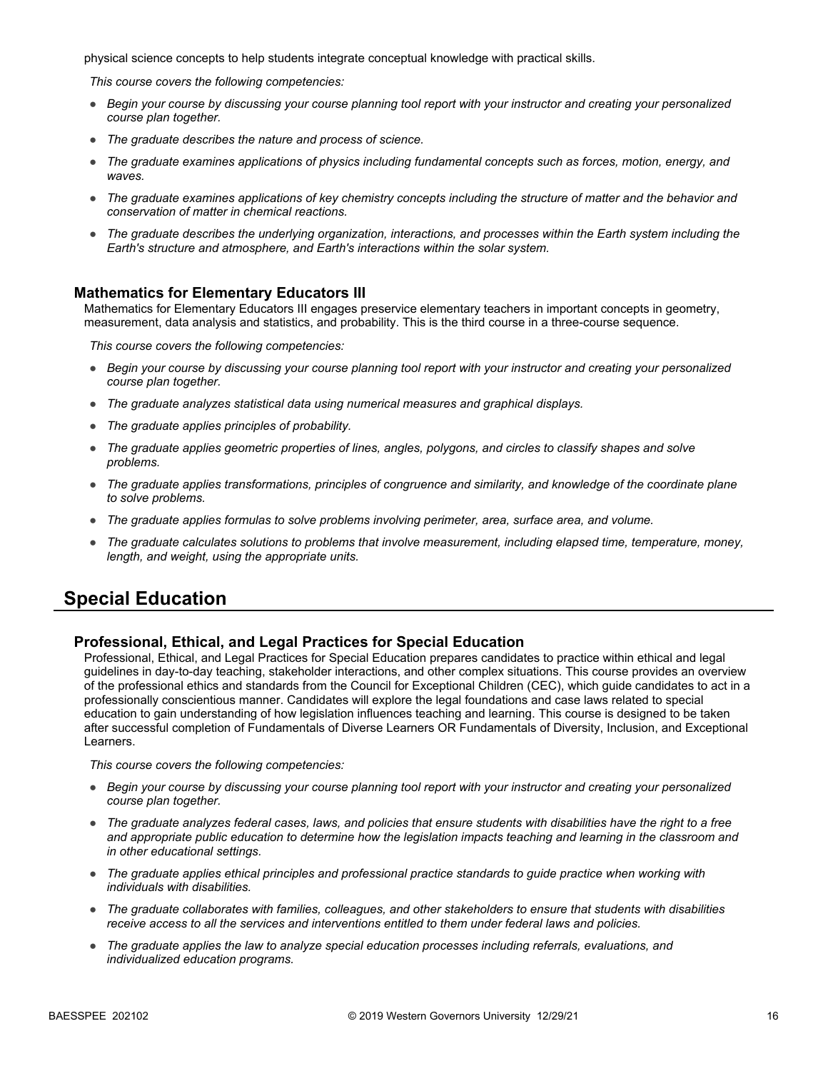physical science concepts to help students integrate conceptual knowledge with practical skills.

*This course covers the following competencies:*

- *Begin your course by discussing your course planning tool report with your instructor and creating your personalized course plan together.*
- *The graduate describes the nature and process of science.*
- *The graduate examines applications of physics including fundamental concepts such as forces, motion, energy, and waves.*
- *The graduate examines applications of key chemistry concepts including the structure of matter and the behavior and conservation of matter in chemical reactions.*
- *The graduate describes the underlying organization, interactions, and processes within the Earth system including the Earth's structure and atmosphere, and Earth's interactions within the solar system.*

### Mathematics for Elementary Educators III

Mathematics for Elementary Educators III engages preservice elementary teachers in important concepts in geometry, measurement, data analysis and statistics, and probability. This is the third course in a three-course sequence.

*This course covers the following competencies:*

- *Begin your course by discussing your course planning tool report with your instructor and creating your personalized course plan together.*
- *The graduate analyzes statistical data using numerical measures and graphical displays.*
- *The graduate applies principles of probability.*
- *The graduate applies geometric properties of lines, angles, polygons, and circles to classify shapes and solve problems.*
- *The graduate applies transformations, principles of congruence and similarity, and knowledge of the coordinate plane to solve problems.*
- *The graduate applies formulas to solve problems involving perimeter, area, surface area, and volume.*
- *The graduate calculates solutions to problems that involve measurement, including elapsed time, temperature, money, length, and weight, using the appropriate units.*

## Special Education

### Professional, Ethical, and Legal Practices for Special Education

Professional, Ethical, and Legal Practices for Special Education prepares candidates to practice within ethical and legal guidelines in day-to-day teaching, stakeholder interactions, and other complex situations. This course provides an overview of the professional ethics and standards from the Council for Exceptional Children (CEC), which guide candidates to act in a professionally conscientious manner. Candidates will explore the legal foundations and case laws related to special education to gain understanding of how legislation influences teaching and learning. This course is designed to be taken after successful completion of Fundamentals of Diverse Learners OR Fundamentals of Diversity, Inclusion, and Exceptional Learners.

*This course covers the following competencies:*

- *Begin your course by discussing your course planning tool report with your instructor and creating your personalized course plan together.*
- *The graduate analyzes federal cases, laws, and policies that ensure students with disabilities have the right to a free and appropriate public education to determine how the legislation impacts teaching and learning in the classroom and in other educational settings.*
- *The graduate applies ethical principles and professional practice standards to guide practice when working with individuals with disabilities.*
- *The graduate collaborates with families, colleagues, and other stakeholders to ensure that students with disabilities receive access to all the services and interventions entitled to them under federal laws and policies.*
- *The graduate applies the law to analyze special education processes including referrals, evaluations, and individualized education programs.*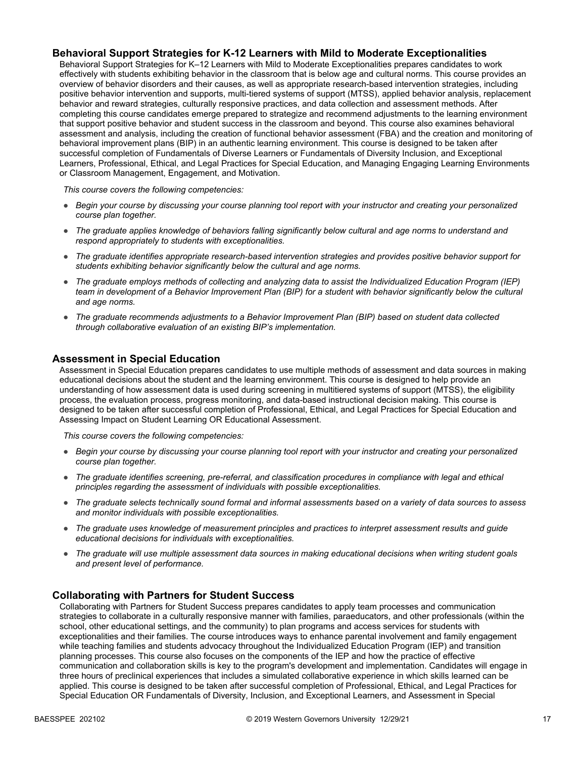### Behavioral Support Strategies for K-12 Learners with Mild to Moderate Exceptionalities

Behavioral Support Strategies for K–12 Learners with Mild to Moderate Exceptionalities prepares candidates to work effectively with students exhibiting behavior in the classroom that is below age and cultural norms. This course provides an overview of behavior disorders and their causes, as well as appropriate research-based intervention strategies, including positive behavior intervention and supports, multi-tiered systems of support (MTSS), applied behavior analysis, replacement behavior and reward strategies, culturally responsive practices, and data collection and assessment methods. After completing this course candidates emerge prepared to strategize and recommend adjustments to the learning environment that support positive behavior and student success in the classroom and beyond. This course also examines behavioral assessment and analysis, including the creation of functional behavior assessment (FBA) and the creation and monitoring of behavioral improvement plans (BIP) in an authentic learning environment. This course is designed to be taken after successful completion of Fundamentals of Diverse Learners or Fundamentals of Diversity Inclusion, and Exceptional Learners, Professional, Ethical, and Legal Practices for Special Education, and Managing Engaging Learning Environments or Classroom Management, Engagement, and Motivation.

*This course covers the following competencies:*

- *Begin your course by discussing your course planning tool report with your instructor and creating your personalized course plan together.*
- *The graduate applies knowledge of behaviors falling significantly below cultural and age norms to understand and respond appropriately to students with exceptionalities.*
- *The graduate identifies appropriate research-based intervention strategies and provides positive behavior support for students exhibiting behavior significantly below the cultural and age norms.*
- *The graduate employs methods of collecting and analyzing data to assist the Individualized Education Program (IEP) team in development of a Behavior Improvement Plan (BIP) for a student with behavior significantly below the cultural and age norms.*
- *The graduate recommends adjustments to a Behavior Improvement Plan (BIP) based on student data collected through collaborative evaluation of an existing BIP's implementation.*

### Assessment in Special Education

Assessment in Special Education prepares candidates to use multiple methods of assessment and data sources in making educational decisions about the student and the learning environment. This course is designed to help provide an understanding of how assessment data is used during screening in multitiered systems of support (MTSS), the eligibility process, the evaluation process, progress monitoring, and data-based instructional decision making. This course is designed to be taken after successful completion of Professional, Ethical, and Legal Practices for Special Education and Assessing Impact on Student Learning OR Educational Assessment.

*This course covers the following competencies:*

- *Begin your course by discussing your course planning tool report with your instructor and creating your personalized course plan together.*
- *The graduate identifies screening, pre-referral, and classification procedures in compliance with legal and ethical principles regarding the assessment of individuals with possible exceptionalities.*
- *The graduate selects technically sound formal and informal assessments based on a variety of data sources to assess and monitor individuals with possible exceptionalities.*
- *The graduate uses knowledge of measurement principles and practices to interpret assessment results and guide educational decisions for individuals with exceptionalities.*
- *The graduate will use multiple assessment data sources in making educational decisions when writing student goals and present level of performance.*

### Collaborating with Partners for Student Success

Collaborating with Partners for Student Success prepares candidates to apply team processes and communication strategies to collaborate in a culturally responsive manner with families, paraeducators, and other professionals (within the school, other educational settings, and the community) to plan programs and access services for students with exceptionalities and their families. The course introduces ways to enhance parental involvement and family engagement while teaching families and students advocacy throughout the Individualized Education Program (IEP) and transition planning processes. This course also focuses on the components of the IEP and how the practice of effective communication and collaboration skills is key to the program's development and implementation. Candidates will engage in three hours of preclinical experiences that includes a simulated collaborative experience in which skills learned can be applied. This course is designed to be taken after successful completion of Professional, Ethical, and Legal Practices for Special Education OR Fundamentals of Diversity, Inclusion, and Exceptional Learners, and Assessment in Special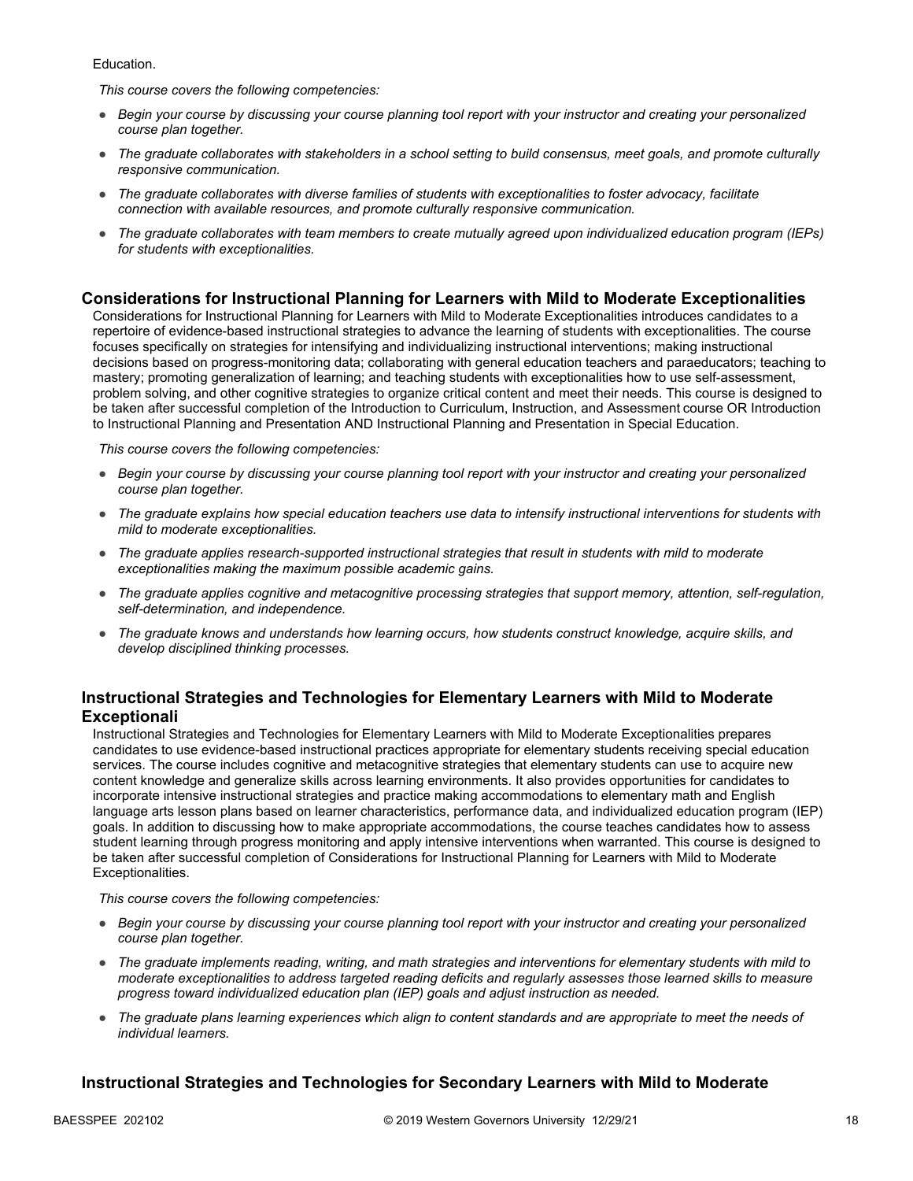Education.

*This course covers the following competencies:*

- *Begin your course by discussing your course planning tool report with your instructor and creating your personalized course plan together.*
- *The graduate collaborates with stakeholders in a school setting to build consensus, meet goals, and promote culturally responsive communication.*
- *The graduate collaborates with diverse families of students with exceptionalities to foster advocacy, facilitate connection with available resources, and promote culturally responsive communication.*
- *The graduate collaborates with team members to create mutually agreed upon individualized education program (IEPs) for students with exceptionalities.*

### Considerations for Instructional Planning for Learners with Mild to Moderate Exceptionalities

Considerations for Instructional Planning for Learners with Mild to Moderate Exceptionalities introduces candidates to a repertoire of evidence-based instructional strategies to advance the learning of students with exceptionalities. The course focuses specifically on strategies for intensifying and individualizing instructional interventions; making instructional decisions based on progress-monitoring data; collaborating with general education teachers and paraeducators; teaching to mastery; promoting generalization of learning; and teaching students with exceptionalities how to use self-assessment, problem solving, and other cognitive strategies to organize critical content and meet their needs. This course is designed to be taken after successful completion of the Introduction to Curriculum, Instruction, and Assessment course OR Introduction to Instructional Planning and Presentation AND Instructional Planning and Presentation in Special Education.

*This course covers the following competencies:*

- *Begin your course by discussing your course planning tool report with your instructor and creating your personalized course plan together.*
- *The graduate explains how special education teachers use data to intensify instructional interventions for students with mild to moderate exceptionalities.*
- *The graduate applies research-supported instructional strategies that result in students with mild to moderate exceptionalities making the maximum possible academic gains.*
- *The graduate applies cognitive and metacognitive processing strategies that support memory, attention, self-regulation, self-determination, and independence.*
- *The graduate knows and understands how learning occurs, how students construct knowledge, acquire skills, and develop disciplined thinking processes.*

### Instructional Strategies and Technologies for Elementary Learners with Mild to Moderate Exceptionali

Instructional Strategies and Technologies for Elementary Learners with Mild to Moderate Exceptionalities prepares candidates to use evidence-based instructional practices appropriate for elementary students receiving special education services. The course includes cognitive and metacognitive strategies that elementary students can use to acquire new content knowledge and generalize skills across learning environments. It also provides opportunities for candidates to incorporate intensive instructional strategies and practice making accommodations to elementary math and English language arts lesson plans based on learner characteristics, performance data, and individualized education program (IEP) goals. In addition to discussing how to make appropriate accommodations, the course teaches candidates how to assess student learning through progress monitoring and apply intensive interventions when warranted. This course is designed to be taken after successful completion of Considerations for Instructional Planning for Learners with Mild to Moderate Exceptionalities.

*This course covers the following competencies:*

- *Begin your course by discussing your course planning tool report with your instructor and creating your personalized course plan together.*
- *The graduate implements reading, writing, and math strategies and interventions for elementary students with mild to moderate exceptionalities to address targeted reading deficits and regularly assesses those learned skills to measure progress toward individualized education plan (IEP) goals and adjust instruction as needed.*
- *The graduate plans learning experiences which align to content standards and are appropriate to meet the needs of individual learners.*

### Instructional Strategies and Technologies for Secondary Learners with Mild to Moderate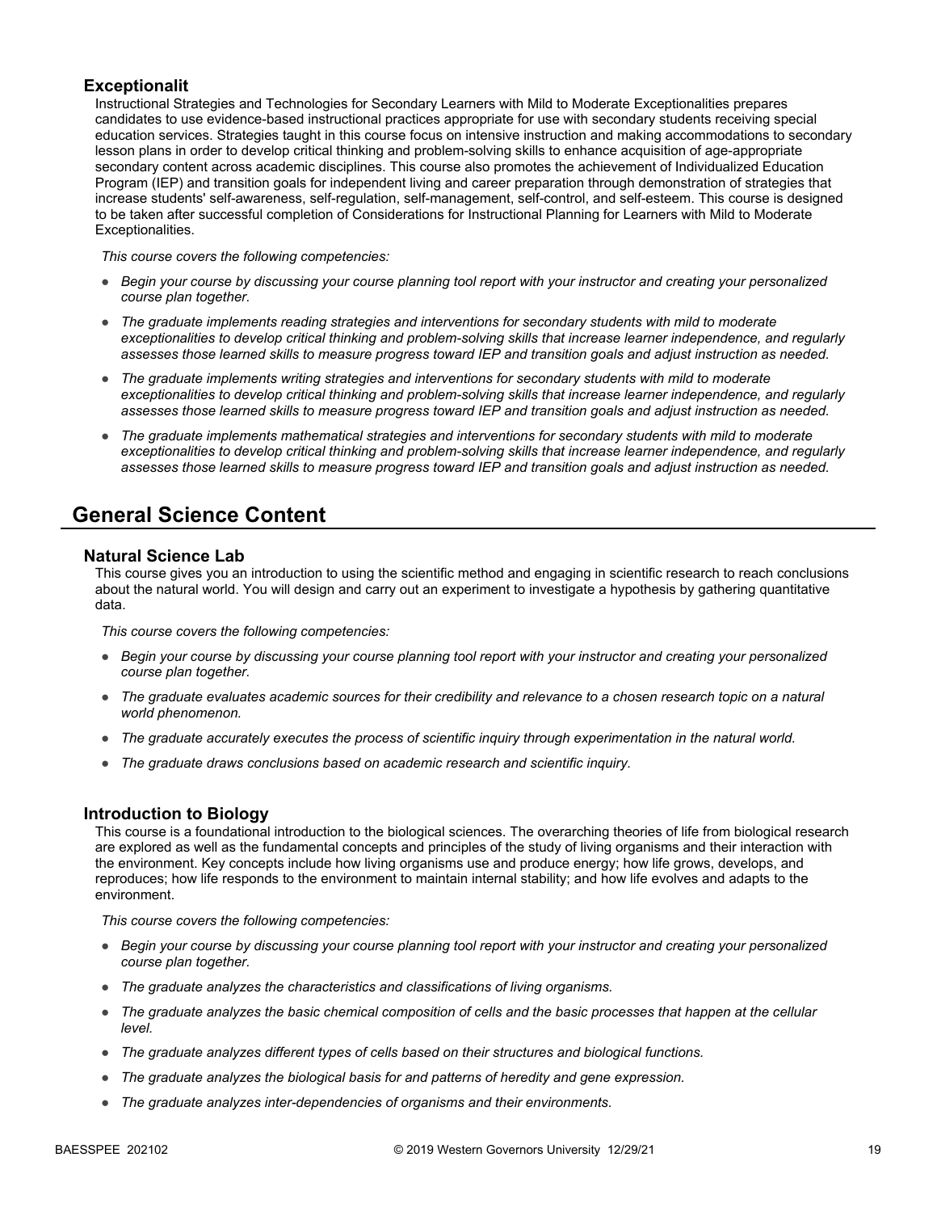### Exceptionalit

Instructional Strategies and Technologies for Secondary Learners with Mild to Moderate Exceptionalities prepares candidates to use evidence-based instructional practices appropriate for use with secondary students receiving special education services. Strategies taught in this course focus on intensive instruction and making accommodations to secondary lesson plans in order to develop critical thinking and problem-solving skills to enhance acquisition of age-appropriate secondary content across academic disciplines. This course also promotes the achievement of Individualized Education Program (IEP) and transition goals for independent living and career preparation through demonstration of strategies that increase students' self-awareness, self-regulation, self-management, self-control, and self-esteem. This course is designed to be taken after successful completion of Considerations for Instructional Planning for Learners with Mild to Moderate Exceptionalities.

*This course covers the following competencies:*

- *Begin your course by discussing your course planning tool report with your instructor and creating your personalized course plan together.*
- *The graduate implements reading strategies and interventions for secondary students with mild to moderate exceptionalities to develop critical thinking and problem-solving skills that increase learner independence, and regularly assesses those learned skills to measure progress toward IEP and transition goals and adjust instruction as needed.*
- *The graduate implements writing strategies and interventions for secondary students with mild to moderate exceptionalities to develop critical thinking and problem-solving skills that increase learner independence, and regularly assesses those learned skills to measure progress toward IEP and transition goals and adjust instruction as needed.*
- *The graduate implements mathematical strategies and interventions for secondary students with mild to moderate exceptionalities to develop critical thinking and problem-solving skills that increase learner independence, and regularly assesses those learned skills to measure progress toward IEP and transition goals and adjust instruction as needed.*

## General Science Content

### Natural Science Lab

This course gives you an introduction to using the scientific method and engaging in scientific research to reach conclusions about the natural world. You will design and carry out an experiment to investigate a hypothesis by gathering quantitative data.

*This course covers the following competencies:*

- *Begin your course by discussing your course planning tool report with your instructor and creating your personalized course plan together.*
- *The graduate evaluates academic sources for their credibility and relevance to a chosen research topic on a natural world phenomenon.*
- *The graduate accurately executes the process of scientific inquiry through experimentation in the natural world.*
- *The graduate draws conclusions based on academic research and scientific inquiry.*

### Introduction to Biology

This course is a foundational introduction to the biological sciences. The overarching theories of life from biological research are explored as well as the fundamental concepts and principles of the study of living organisms and their interaction with the environment. Key concepts include how living organisms use and produce energy; how life grows, develops, and reproduces; how life responds to the environment to maintain internal stability; and how life evolves and adapts to the environment.

*This course covers the following competencies:*

- *Begin your course by discussing your course planning tool report with your instructor and creating your personalized course plan together.*
- *The graduate analyzes the characteristics and classifications of living organisms.*
- *The graduate analyzes the basic chemical composition of cells and the basic processes that happen at the cellular level.*
- *The graduate analyzes different types of cells based on their structures and biological functions.*
- *The graduate analyzes the biological basis for and patterns of heredity and gene expression.*
- *The graduate analyzes inter-dependencies of organisms and their environments.*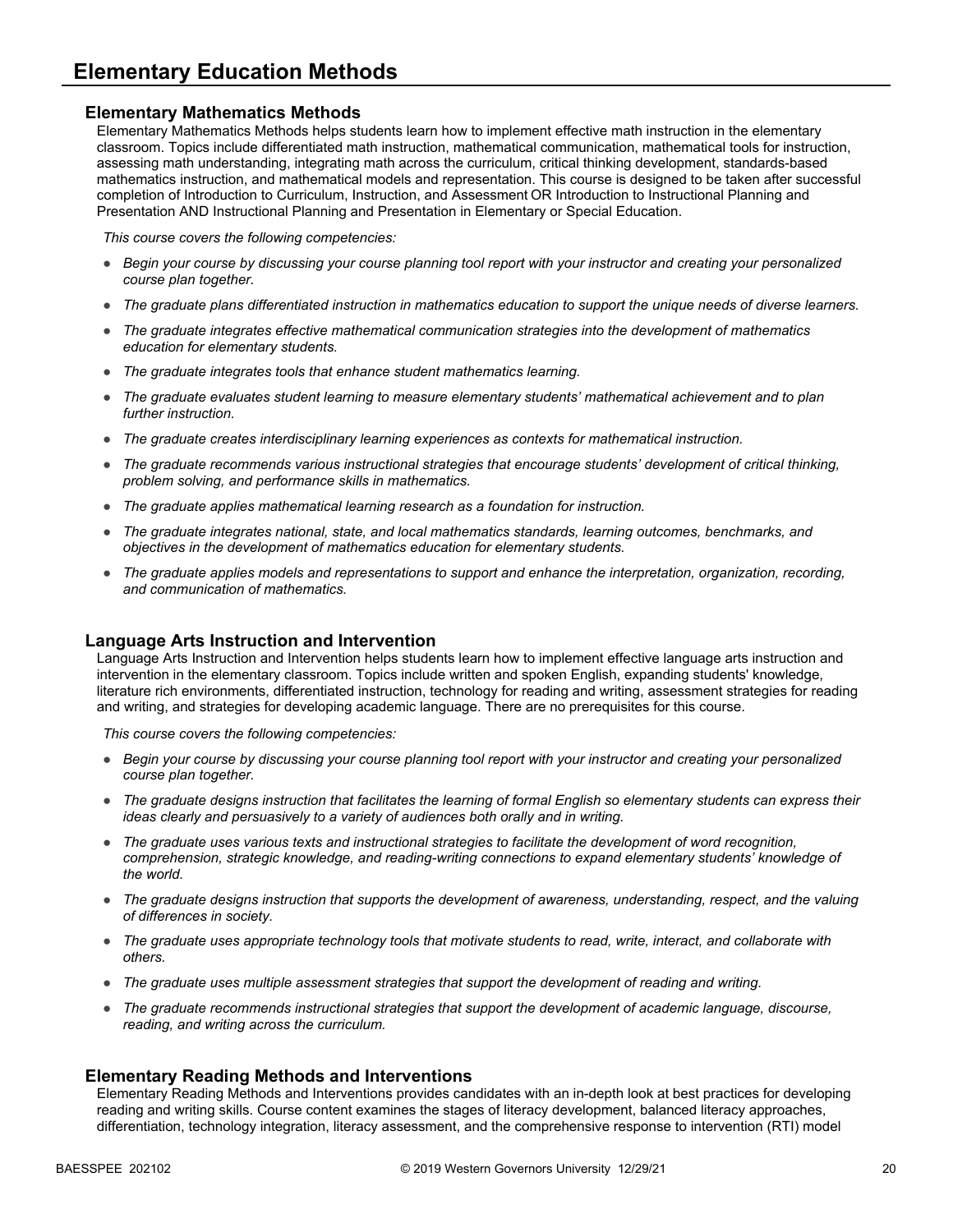# Elementary Education Methods

## Elementary Mathematics Methods

Elementary Mathematics Methods helps students learn how to implement effective math instruction in the elementary classroom. Topics include differentiated math instruction, mathematical communication, mathematical tools for instruction, assessing math understanding, integrating math across the curriculum, critical thinking development, standards-based mathematics instruction, and mathematical models and representation. This course is designed to be taken after successful completion of Introduction to Curriculum, Instruction, and Assessment OR Introduction to Instructional Planning and Presentation AND Instructional Planning and Presentation in Elementary or Special Education.

*This course covers the following competencies:*

- *Begin your course by discussing your course planning tool report with your instructor and creating your personalized course plan together.*
- *The graduate plans differentiated instruction in mathematics education to support the unique needs of diverse learners.*
- *The graduate integrates effective mathematical communication strategies into the development of mathematics education for elementary students.*
- *The graduate integrates tools that enhance student mathematics learning.*
- *The graduate evaluates student learning to measure elementary students' mathematical achievement and to plan further instruction.*
- *The graduate creates interdisciplinary learning experiences as contexts for mathematical instruction.*
- *The graduate recommends various instructional strategies that encourage students' development of critical thinking, problem solving, and performance skills in mathematics.*
- *The graduate applies mathematical learning research as a foundation for instruction.*
- *The graduate integrates national, state, and local mathematics standards, learning outcomes, benchmarks, and objectives in the development of mathematics education for elementary students.*
- *The graduate applies models and representations to support and enhance the interpretation, organization, recording, and communication of mathematics.*

## Language Arts Instruction and Intervention

Language Arts Instruction and Intervention helps students learn how to implement effective language arts instruction and intervention in the elementary classroom. Topics include written and spoken English, expanding students' knowledge, literature rich environments, differentiated instruction, technology for reading and writing, assessment strategies for reading and writing, and strategies for developing academic language. There are no prerequisites for this course.

*This course covers the following competencies:*

- *Begin your course by discussing your course planning tool report with your instructor and creating your personalized course plan together.*
- *The graduate designs instruction that facilitates the learning of formal English so elementary students can express their ideas clearly and persuasively to a variety of audiences both orally and in writing.*
- *The graduate uses various texts and instructional strategies to facilitate the development of word recognition, comprehension, strategic knowledge, and reading-writing connections to expand elementary students' knowledge of the world.*
- *The graduate designs instruction that supports the development of awareness, understanding, respect, and the valuing of differences in society.*
- *The graduate uses appropriate technology tools that motivate students to read, write, interact, and collaborate with others.*
- *The graduate uses multiple assessment strategies that support the development of reading and writing.*
- *The graduate recommends instructional strategies that support the development of academic language, discourse, reading, and writing across the curriculum.*

## Elementary Reading Methods and Interventions

Elementary Reading Methods and Interventions provides candidates with an in-depth look at best practices for developing reading and writing skills. Course content examines the stages of literacy development, balanced literacy approaches, differentiation, technology integration, literacy assessment, and the comprehensive response to intervention (RTI) model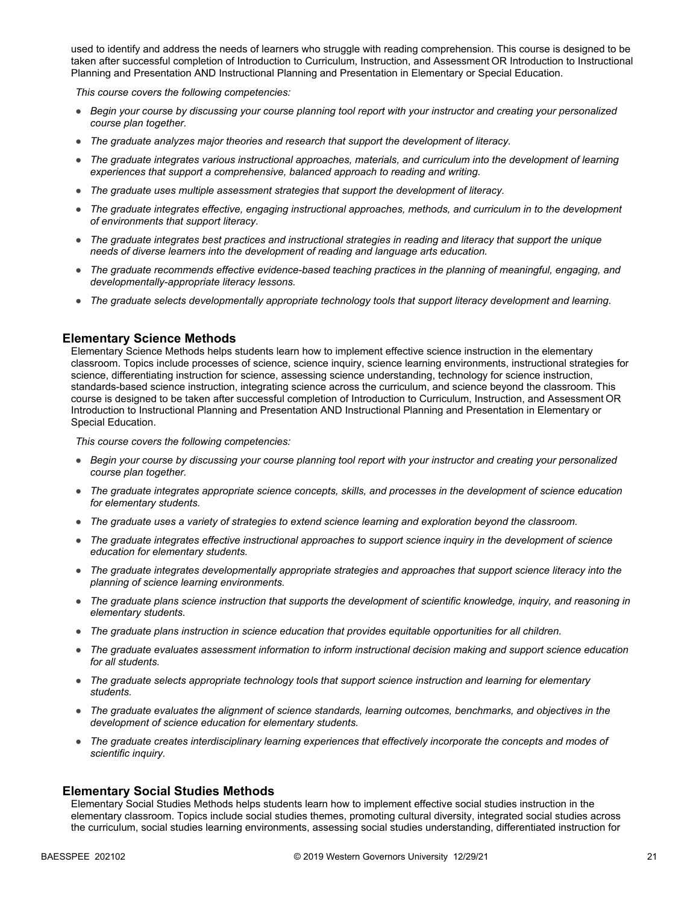used to identify and address the needs of learners who struggle with reading comprehension. This course is designed to be taken after successful completion of Introduction to Curriculum, Instruction, and Assessment OR Introduction to Instructional Planning and Presentation AND Instructional Planning and Presentation in Elementary or Special Education.

*This course covers the following competencies:*

- *Begin your course by discussing your course planning tool report with your instructor and creating your personalized course plan together.*
- *The graduate analyzes major theories and research that support the development of literacy.*
- *The graduate integrates various instructional approaches, materials, and curriculum into the development of learning experiences that support a comprehensive, balanced approach to reading and writing.*
- *The graduate uses multiple assessment strategies that support the development of literacy.*
- *The graduate integrates effective, engaging instructional approaches, methods, and curriculum in to the development of environments that support literacy.*
- *The graduate integrates best practices and instructional strategies in reading and literacy that support the unique needs of diverse learners into the development of reading and language arts education.*
- *The graduate recommends effective evidence-based teaching practices in the planning of meaningful, engaging, and developmentally-appropriate literacy lessons.*
- *The graduate selects developmentally appropriate technology tools that support literacy development and learning.*

## Elementary Science Methods

Elementary Science Methods helps students learn how to implement effective science instruction in the elementary classroom. Topics include processes of science, science inquiry, science learning environments, instructional strategies for science, differentiating instruction for science, assessing science understanding, technology for science instruction, standards-based science instruction, integrating science across the curriculum, and science beyond the classroom. This course is designed to be taken after successful completion of Introduction to Curriculum, Instruction, and Assessment OR Introduction to Instructional Planning and Presentation AND Instructional Planning and Presentation in Elementary or Special Education.

*This course covers the following competencies:*

- *Begin your course by discussing your course planning tool report with your instructor and creating your personalized course plan together.*
- *The graduate integrates appropriate science concepts, skills, and processes in the development of science education for elementary students.*
- *The graduate uses a variety of strategies to extend science learning and exploration beyond the classroom.*
- *The graduate integrates effective instructional approaches to support science inquiry in the development of science education for elementary students.*
- *The graduate integrates developmentally appropriate strategies and approaches that support science literacy into the planning of science learning environments.*
- *The graduate plans science instruction that supports the development of scientific knowledge, inquiry, and reasoning in elementary students.*
- *The graduate plans instruction in science education that provides equitable opportunities for all children.*
- *The graduate evaluates assessment information to inform instructional decision making and support science education for all students.*
- *The graduate selects appropriate technology tools that support science instruction and learning for elementary students.*
- *The graduate evaluates the alignment of science standards, learning outcomes, benchmarks, and objectives in the development of science education for elementary students.*
- *The graduate creates interdisciplinary learning experiences that effectively incorporate the concepts and modes of scientific inquiry.*

## Elementary Social Studies Methods

Elementary Social Studies Methods helps students learn how to implement effective social studies instruction in the elementary classroom. Topics include social studies themes, promoting cultural diversity, integrated social studies across the curriculum, social studies learning environments, assessing social studies understanding, differentiated instruction for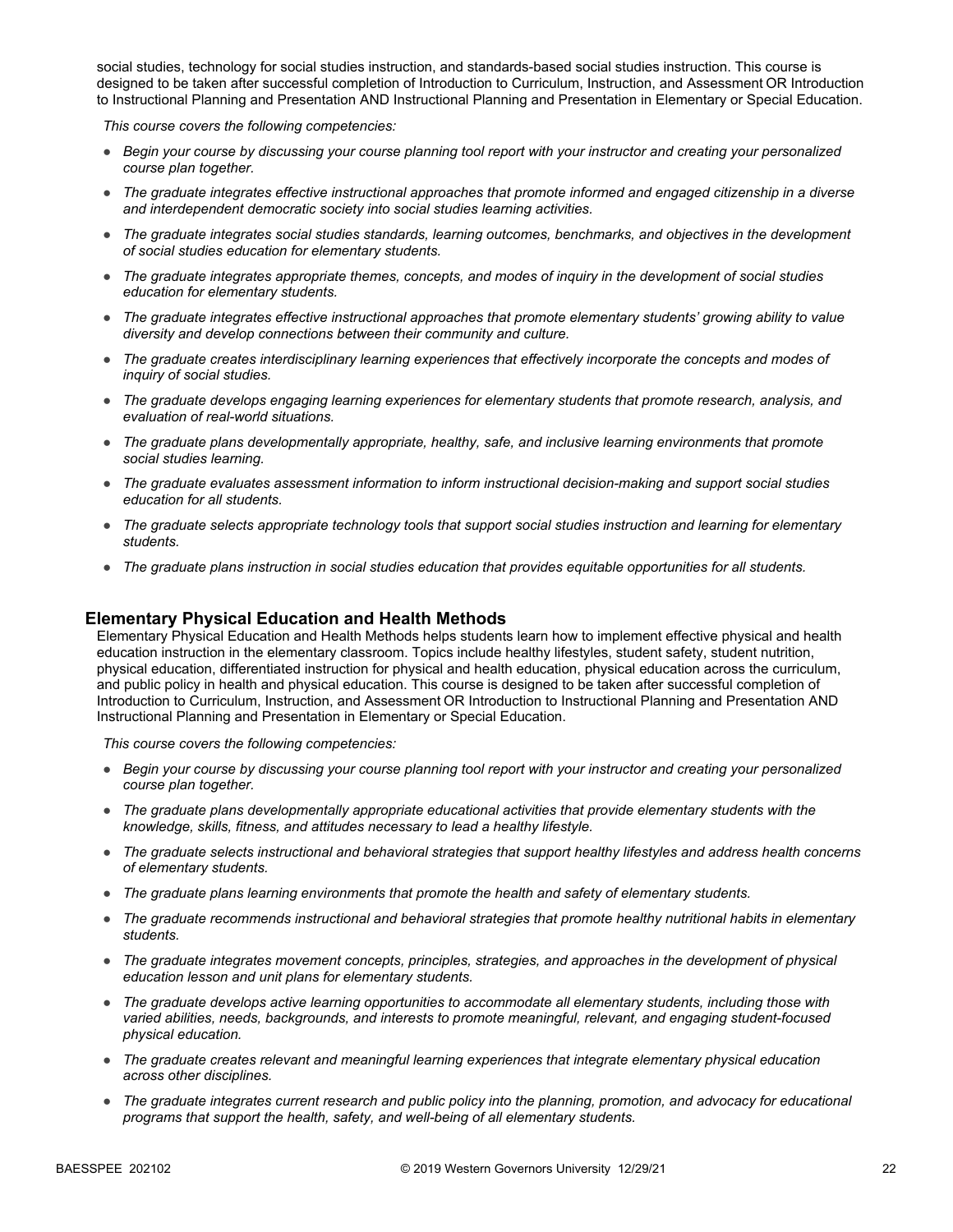social studies, technology for social studies instruction, and standards-based social studies instruction. This course is designed to be taken after successful completion of Introduction to Curriculum, Instruction, and Assessment OR Introduction to Instructional Planning and Presentation AND Instructional Planning and Presentation in Elementary or Special Education.

*This course covers the following competencies:*

- *Begin your course by discussing your course planning tool report with your instructor and creating your personalized course plan together.*
- *The graduate integrates effective instructional approaches that promote informed and engaged citizenship in a diverse and interdependent democratic society into social studies learning activities.*
- *The graduate integrates social studies standards, learning outcomes, benchmarks, and objectives in the development of social studies education for elementary students.*
- *The graduate integrates appropriate themes, concepts, and modes of inquiry in the development of social studies education for elementary students.*
- *The graduate integrates effective instructional approaches that promote elementary students' growing ability to value diversity and develop connections between their community and culture.*
- *The graduate creates interdisciplinary learning experiences that effectively incorporate the concepts and modes of inquiry of social studies.*
- *The graduate develops engaging learning experiences for elementary students that promote research, analysis, and evaluation of real-world situations.*
- *The graduate plans developmentally appropriate, healthy, safe, and inclusive learning environments that promote social studies learning.*
- *The graduate evaluates assessment information to inform instructional decision-making and support social studies education for all students.*
- *The graduate selects appropriate technology tools that support social studies instruction and learning for elementary students.*
- *The graduate plans instruction in social studies education that provides equitable opportunities for all students.*

## Elementary Physical Education and Health Methods

Elementary Physical Education and Health Methods helps students learn how to implement effective physical and health education instruction in the elementary classroom. Topics include healthy lifestyles, student safety, student nutrition, physical education, differentiated instruction for physical and health education, physical education across the curriculum, and public policy in health and physical education. This course is designed to be taken after successful completion of Introduction to Curriculum, Instruction, and Assessment OR Introduction to Instructional Planning and Presentation AND Instructional Planning and Presentation in Elementary or Special Education.

*This course covers the following competencies:*

- *Begin your course by discussing your course planning tool report with your instructor and creating your personalized course plan together.*
- *The graduate plans developmentally appropriate educational activities that provide elementary students with the knowledge, skills, fitness, and attitudes necessary to lead a healthy lifestyle.*
- *The graduate selects instructional and behavioral strategies that support healthy lifestyles and address health concerns of elementary students.*
- *The graduate plans learning environments that promote the health and safety of elementary students.*
- *The graduate recommends instructional and behavioral strategies that promote healthy nutritional habits in elementary students.*
- *The graduate integrates movement concepts, principles, strategies, and approaches in the development of physical education lesson and unit plans for elementary students.*
- *The graduate develops active learning opportunities to accommodate all elementary students, including those with varied abilities, needs, backgrounds, and interests to promote meaningful, relevant, and engaging student-focused physical education.*
- *The graduate creates relevant and meaningful learning experiences that integrate elementary physical education across other disciplines.*
- *The graduate integrates current research and public policy into the planning, promotion, and advocacy for educational programs that support the health, safety, and well-being of all elementary students.*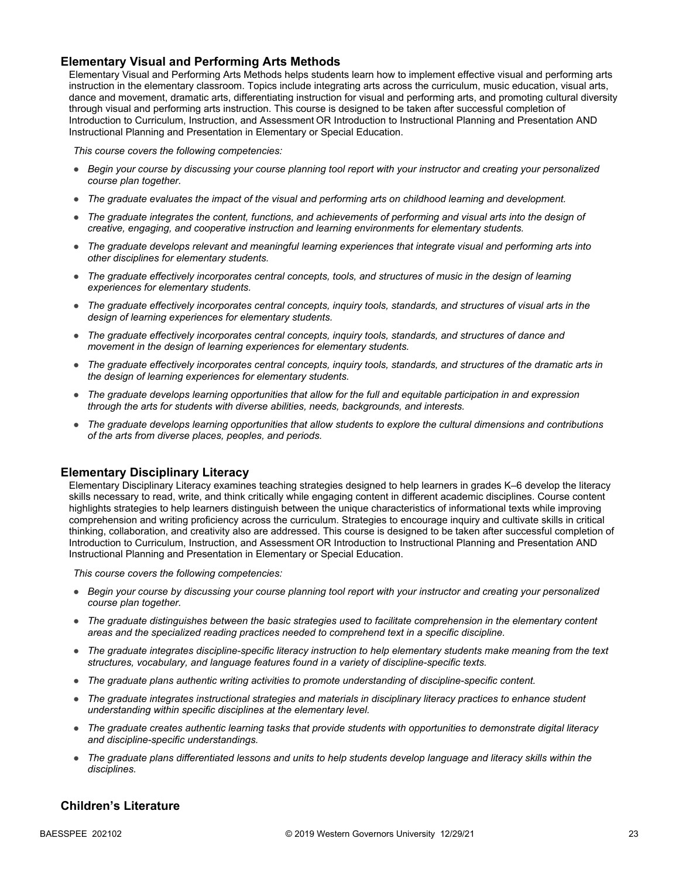### Elementary Visual and Performing Arts Methods

Elementary Visual and Performing Arts Methods helps students learn how to implement effective visual and performing arts instruction in the elementary classroom. Topics include integrating arts across the curriculum, music education, visual arts, dance and movement, dramatic arts, differentiating instruction for visual and performing arts, and promoting cultural diversity through visual and performing arts instruction. This course is designed to be taken after successful completion of Introduction to Curriculum, Instruction, and Assessment OR Introduction to Instructional Planning and Presentation AND Instructional Planning and Presentation in Elementary or Special Education.

*This course covers the following competencies:*

- *Begin your course by discussing your course planning tool report with your instructor and creating your personalized course plan together.*
- *The graduate evaluates the impact of the visual and performing arts on childhood learning and development.*
- *The graduate integrates the content, functions, and achievements of performing and visual arts into the design of creative, engaging, and cooperative instruction and learning environments for elementary students.*
- *The graduate develops relevant and meaningful learning experiences that integrate visual and performing arts into other disciplines for elementary students.*
- *The graduate effectively incorporates central concepts, tools, and structures of music in the design of learning experiences for elementary students.*
- *The graduate effectively incorporates central concepts, inquiry tools, standards, and structures of visual arts in the design of learning experiences for elementary students.*
- *The graduate effectively incorporates central concepts, inquiry tools, standards, and structures of dance and movement in the design of learning experiences for elementary students.*
- *The graduate effectively incorporates central concepts, inquiry tools, standards, and structures of the dramatic arts in the design of learning experiences for elementary students.*
- *The graduate develops learning opportunities that allow for the full and equitable participation in and expression through the arts for students with diverse abilities, needs, backgrounds, and interests.*
- *The graduate develops learning opportunities that allow students to explore the cultural dimensions and contributions of the arts from diverse places, peoples, and periods.*

### Elementary Disciplinary Literacy

Elementary Disciplinary Literacy examines teaching strategies designed to help learners in grades K–6 develop the literacy skills necessary to read, write, and think critically while engaging content in different academic disciplines. Course content highlights strategies to help learners distinguish between the unique characteristics of informational texts while improving comprehension and writing proficiency across the curriculum. Strategies to encourage inquiry and cultivate skills in critical thinking, collaboration, and creativity also are addressed. This course is designed to be taken after successful completion of Introduction to Curriculum, Instruction, and Assessment OR Introduction to Instructional Planning and Presentation AND Instructional Planning and Presentation in Elementary or Special Education.

*This course covers the following competencies:*

- *Begin your course by discussing your course planning tool report with your instructor and creating your personalized course plan together.*
- *The graduate distinguishes between the basic strategies used to facilitate comprehension in the elementary content areas and the specialized reading practices needed to comprehend text in a specific discipline.*
- *The graduate integrates discipline-specific literacy instruction to help elementary students make meaning from the text structures, vocabulary, and language features found in a variety of discipline-specific texts.*
- *The graduate plans authentic writing activities to promote understanding of discipline-specific content.*
- *The graduate integrates instructional strategies and materials in disciplinary literacy practices to enhance student understanding within specific disciplines at the elementary level.*
- *The graduate creates authentic learning tasks that provide students with opportunities to demonstrate digital literacy and discipline-specific understandings.*
- *The graduate plans differentiated lessons and units to help students develop language and literacy skills within the disciplines.*

### Children's Literature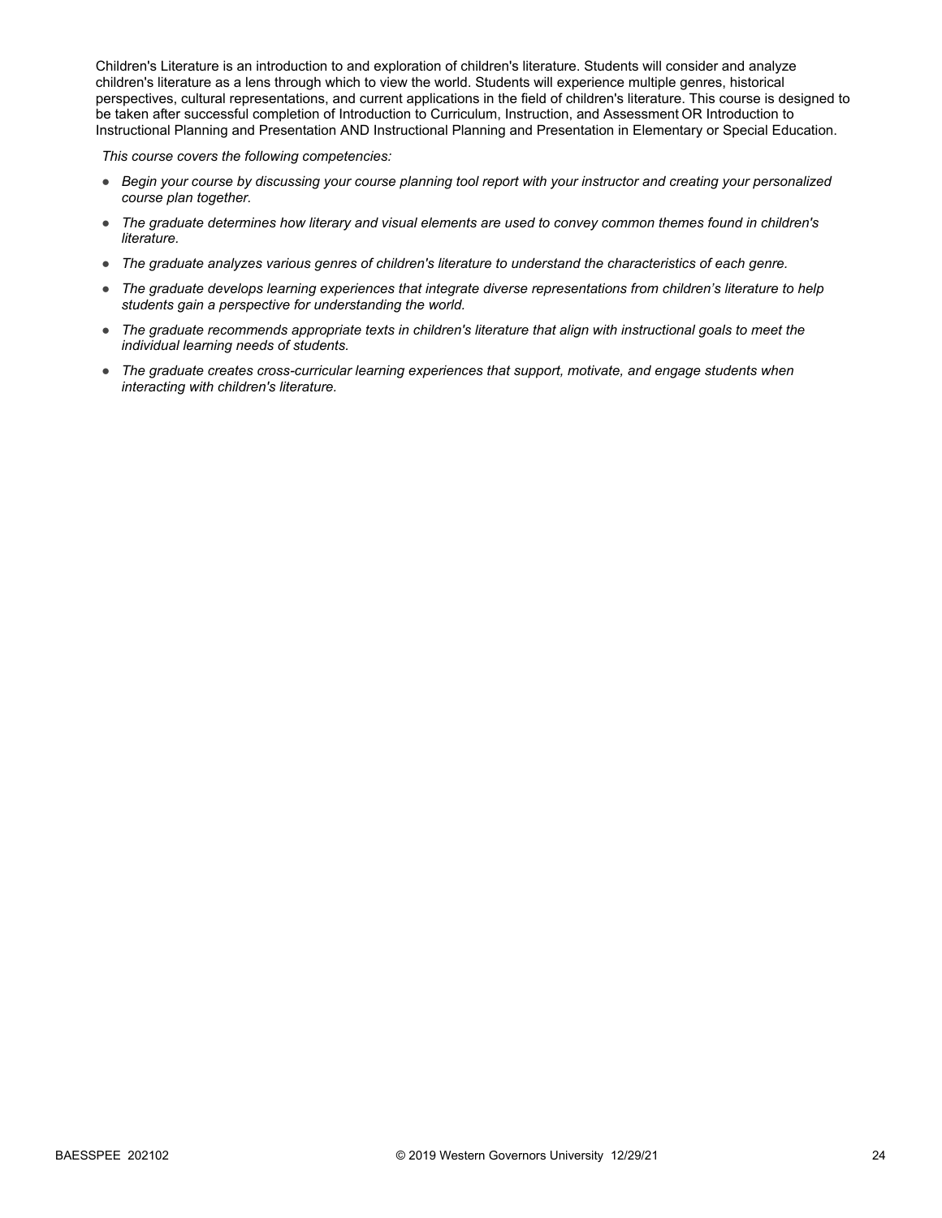Children's Literature is an introduction to and exploration of children's literature. Students will consider and analyze children's literature as a lens through which to view the world. Students will experience multiple genres, historical perspectives, cultural representations, and current applications in the field of children's literature. This course is designed to be taken after successful completion of Introduction to Curriculum, Instruction, and Assessment OR Introduction to Instructional Planning and Presentation AND Instructional Planning and Presentation in Elementary or Special Education.

*This course covers the following competencies:*

- *Begin your course by discussing your course planning tool report with your instructor and creating your personalized course plan together.*
- *The graduate determines how literary and visual elements are used to convey common themes found in children's literature.*
- *The graduate analyzes various genres of children's literature to understand the characteristics of each genre.*
- *The graduate develops learning experiences that integrate diverse representations from children's literature to help students gain a perspective for understanding the world.*
- *The graduate recommends appropriate texts in children's literature that align with instructional goals to meet the individual learning needs of students.*
- *The graduate creates cross-curricular learning experiences that support, motivate, and engage students when interacting with children's literature.*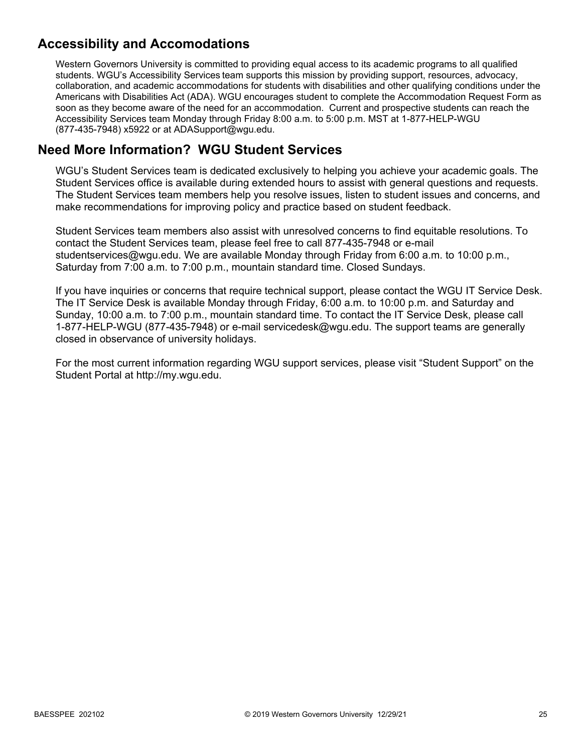## Accessibility and Accomodations

Western Governors University is committed to providing equal access to its academic programs to all qualified students. WGU's Accessibility Services team supports this mission by providing support, resources, advocacy, collaboration, and academic accommodations for students with disabilities and other qualifying conditions under the Americans with Disabilities Act (ADA). WGU encourages student to complete the Accommodation Request Form as soon as they become aware of the need for an accommodation. Current and prospective students can reach the Accessibility Services team Monday through Friday 8:00 a.m. to 5:00 p.m. MST at 1-877-HELP-WGU (877-435-7948) x5922 or at ADASupport@wgu.edu.

## Need More Information? WGU Student Services

WGU's Student Services team is dedicated exclusively to helping you achieve your academic goals. The Student Services office is available during extended hours to assist with general questions and requests. The Student Services team members help you resolve issues, listen to student issues and concerns, and make recommendations for improving policy and practice based on student feedback.

Student Services team members also assist with unresolved concerns to find equitable resolutions. To contact the Student Services team, please feel free to call 877-435-7948 or e-mail studentservices@wgu.edu. We are available Monday through Friday from 6:00 a.m. to 10:00 p.m., Saturday from 7:00 a.m. to 7:00 p.m., mountain standard time. Closed Sundays.

If you have inquiries or concerns that require technical support, please contact the WGU IT Service Desk. The IT Service Desk is available Monday through Friday, 6:00 a.m. to 10:00 p.m. and Saturday and Sunday, 10:00 a.m. to 7:00 p.m., mountain standard time. To contact the IT Service Desk, please call 1-877-HELP-WGU (877-435-7948) or e-mail servicedesk@wgu.edu. The support teams are generally closed in observance of university holidays.

For the most current information regarding WGU support services, please visit "Student Support" on the Student Portal at http://my.wgu.edu.